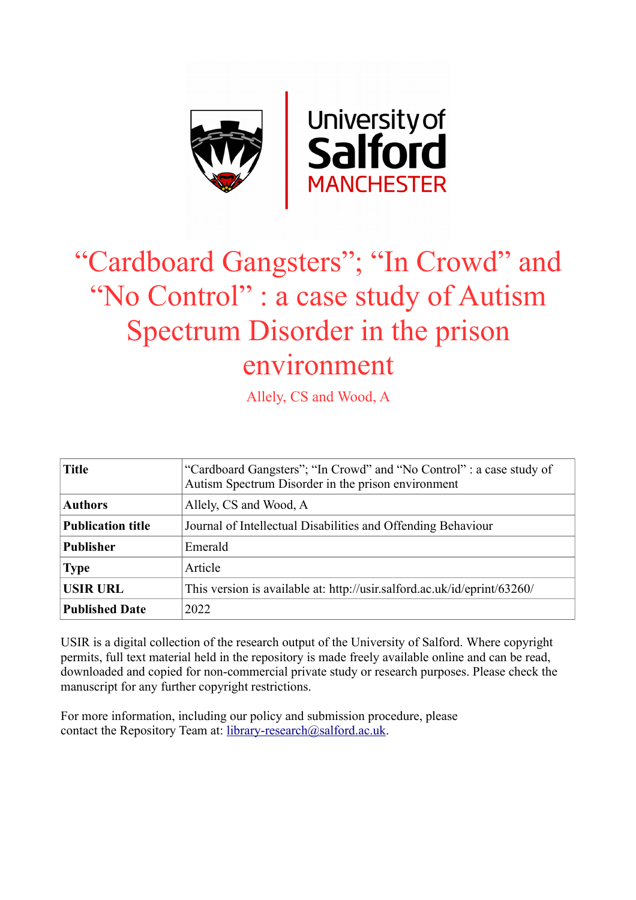# "Cardboard Gangsters"; "In Crowd" and "No Control" : a case study of Autism Spectrum Disorder in the prison environment

Allely, CS and Wood, A

| Title | "Cardboard Gangsters"; "In Crowd" and "No Control" : a case study of Autism Spectrum Disorder in the prison environment |
|---|---|
| Authors | Allely, CS and Wood, A |
| Publication title | Journal of Intellectual Disabilities and Offending Behaviour |
| Publisher | Emerald |
| Type | Article |
| USIR URL | This version is available at: http://usir.salford.ac.uk/id/eprint/63260/ |
| Published Date | 2022 |

USIR is a digital collection of the research output of the University of Salford. Where copyright permits, full text material held in the repository is made freely available online and can be read, downloaded and copied for non-commercial private study or research purposes. Please check the manuscript for any further copyright restrictions.

For more information, including our policy and submission procedure, please contact the Repository Team at: library-research@salford.ac.uk.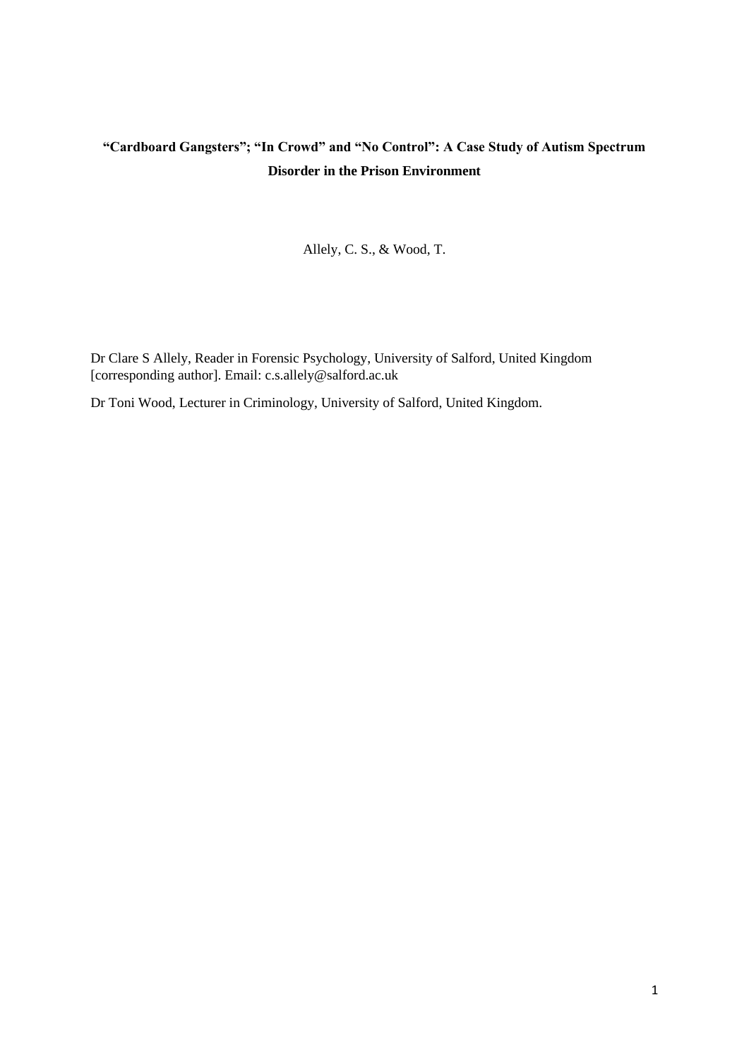# "Cardboard Gangsters"; "In Crowd" and "No Control": A Case Study of Autism Spectrum Disorder in the Prison Environment

Allely, C. S., & Wood, T.

Dr Clare S Allely, Reader in Forensic Psychology, University of Salford, United Kingdom [corresponding author]. Email: c.s.allely@salford.ac.uk

Dr Toni Wood, Lecturer in Criminology, University of Salford, United Kingdom.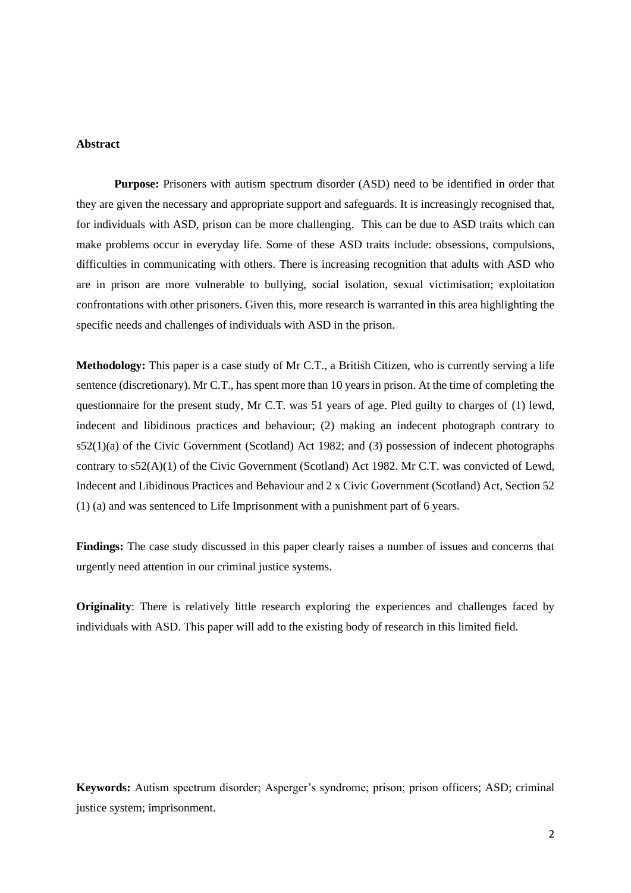**Abstract**

**Purpose:** Prisoners with autism spectrum disorder (ASD) need to be identified in order that they are given the necessary and appropriate support and safeguards. It is increasingly recognised that, for individuals with ASD, prison can be more challenging. This can be due to ASD traits which can make problems occur in everyday life. Some of these ASD traits include: obsessions, compulsions, difficulties in communicating with others. There is increasing recognition that adults with ASD who are in prison are more vulnerable to bullying, social isolation, sexual victimisation; exploitation confrontations with other prisoners. Given this, more research is warranted in this area highlighting the specific needs and challenges of individuals with ASD in the prison.

**Methodology:** This paper is a case study of Mr C.T., a British Citizen, who is currently serving a life sentence (discretionary). Mr C.T., has spent more than 10 years in prison. At the time of completing the questionnaire for the present study, Mr C.T. was 51 years of age. Pled guilty to charges of (1) lewd, indecent and libidinous practices and behaviour; (2) making an indecent photograph contrary to s52(1)(a) of the Civic Government (Scotland) Act 1982; and (3) possession of indecent photographs contrary to s52(A)(1) of the Civic Government (Scotland) Act 1982. Mr C.T. was convicted of Lewd, Indecent and Libidinous Practices and Behaviour and 2 x Civic Government (Scotland) Act, Section 52 (1) (a) and was sentenced to Life Imprisonment with a punishment part of 6 years.

**Findings:** The case study discussed in this paper clearly raises a number of issues and concerns that urgently need attention in our criminal justice systems.

**Originality**: There is relatively little research exploring the experiences and challenges faced by individuals with ASD. This paper will add to the existing body of research in this limited field.

**Keywords:** Autism spectrum disorder; Asperger's syndrome; prison; prison officers; ASD; criminal justice system; imprisonment.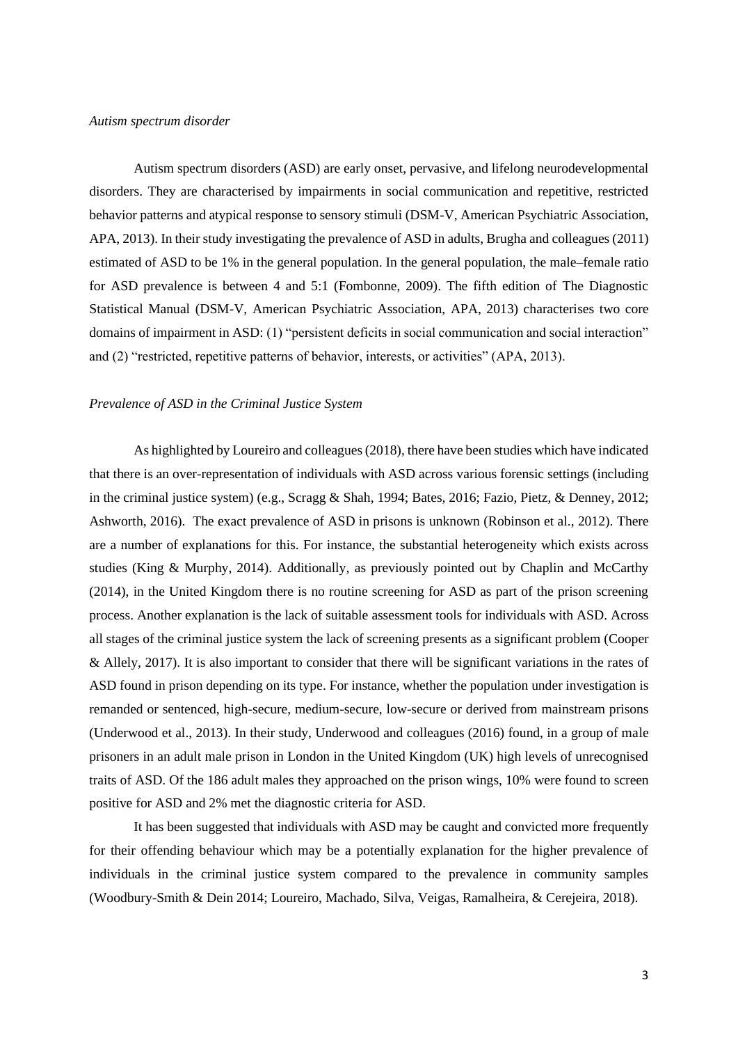*Autism spectrum disorder*

Autism spectrum disorders (ASD) are early onset, pervasive, and lifelong neurodevelopmental disorders. They are characterised by impairments in social communication and repetitive, restricted behavior patterns and atypical response to sensory stimuli (DSM-V, American Psychiatric Association, APA, 2013). In their study investigating the prevalence of ASD in adults, Brugha and colleagues (2011) estimated of ASD to be 1% in the general population. In the general population, the male–female ratio for ASD prevalence is between 4 and 5:1 (Fombonne, 2009). The fifth edition of The Diagnostic Statistical Manual (DSM-V, American Psychiatric Association, APA, 2013) characterises two core domains of impairment in ASD: (1) "persistent deficits in social communication and social interaction" and (2) "restricted, repetitive patterns of behavior, interests, or activities" (APA, 2013).

*Prevalence of ASD in the Criminal Justice System*

As highlighted by Loureiro and colleagues (2018), there have been studies which have indicated that there is an over-representation of individuals with ASD across various forensic settings (including in the criminal justice system) (e.g., Scragg & Shah, 1994; Bates, 2016; Fazio, Pietz, & Denney, 2012; Ashworth, 2016). The exact prevalence of ASD in prisons is unknown (Robinson et al., 2012). There are a number of explanations for this. For instance, the substantial heterogeneity which exists across studies (King & Murphy, 2014). Additionally, as previously pointed out by Chaplin and McCarthy (2014), in the United Kingdom there is no routine screening for ASD as part of the prison screening process. Another explanation is the lack of suitable assessment tools for individuals with ASD. Across all stages of the criminal justice system the lack of screening presents as a significant problem (Cooper & Allely, 2017). It is also important to consider that there will be significant variations in the rates of ASD found in prison depending on its type. For instance, whether the population under investigation is remanded or sentenced, high-secure, medium-secure, low-secure or derived from mainstream prisons (Underwood et al., 2013). In their study, Underwood and colleagues (2016) found, in a group of male prisoners in an adult male prison in London in the United Kingdom (UK) high levels of unrecognised traits of ASD. Of the 186 adult males they approached on the prison wings, 10% were found to screen positive for ASD and 2% met the diagnostic criteria for ASD.

It has been suggested that individuals with ASD may be caught and convicted more frequently for their offending behaviour which may be a potentially explanation for the higher prevalence of individuals in the criminal justice system compared to the prevalence in community samples (Woodbury-Smith & Dein 2014; Loureiro, Machado, Silva, Veigas, Ramalheira, & Cerejeira, 2018).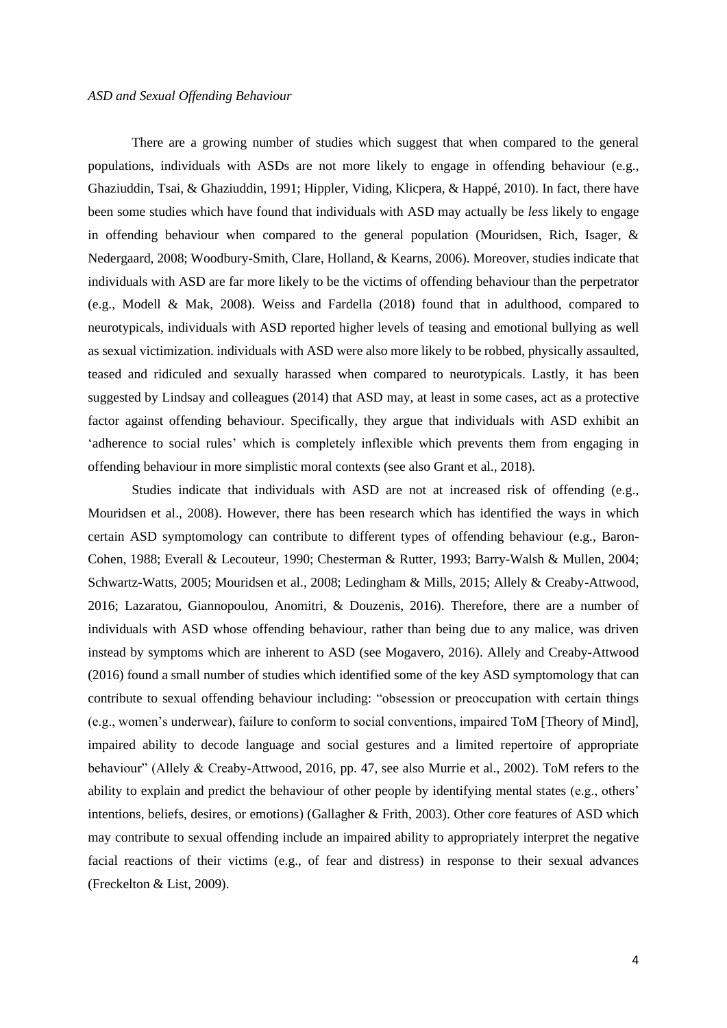*ASD and Sexual Offending Behaviour*

There are a growing number of studies which suggest that when compared to the general populations, individuals with ASDs are not more likely to engage in offending behaviour (e.g., Ghaziuddin, Tsai, & Ghaziuddin, 1991; Hippler, Viding, Klicpera, & Happé, 2010). In fact, there have been some studies which have found that individuals with ASD may actually be *less* likely to engage in offending behaviour when compared to the general population (Mouridsen, Rich, Isager, & Nedergaard, 2008; Woodbury-Smith, Clare, Holland, & Kearns, 2006). Moreover, studies indicate that individuals with ASD are far more likely to be the victims of offending behaviour than the perpetrator (e.g., Modell & Mak, 2008). Weiss and Fardella (2018) found that in adulthood, compared to neurotypicals, individuals with ASD reported higher levels of teasing and emotional bullying as well as sexual victimization. individuals with ASD were also more likely to be robbed, physically assaulted, teased and ridiculed and sexually harassed when compared to neurotypicals. Lastly, it has been suggested by Lindsay and colleagues (2014) that ASD may, at least in some cases, act as a protective factor against offending behaviour. Specifically, they argue that individuals with ASD exhibit an 'adherence to social rules' which is completely inflexible which prevents them from engaging in offending behaviour in more simplistic moral contexts (see also Grant et al., 2018).

Studies indicate that individuals with ASD are not at increased risk of offending (e.g., Mouridsen et al., 2008). However, there has been research which has identified the ways in which certain ASD symptomology can contribute to different types of offending behaviour (e.g., Baron-Cohen, 1988; Everall & Lecouteur, 1990; Chesterman & Rutter, 1993; Barry-Walsh & Mullen, 2004; Schwartz-Watts, 2005; Mouridsen et al., 2008; Ledingham & Mills, 2015; Allely & Creaby-Attwood, 2016; Lazaratou, Giannopoulou, Anomitri, & Douzenis, 2016). Therefore, there are a number of individuals with ASD whose offending behaviour, rather than being due to any malice, was driven instead by symptoms which are inherent to ASD (see Mogavero, 2016). Allely and Creaby-Attwood (2016) found a small number of studies which identified some of the key ASD symptomology that can contribute to sexual offending behaviour including: "obsession or preoccupation with certain things (e.g., women's underwear), failure to conform to social conventions, impaired ToM [Theory of Mind], impaired ability to decode language and social gestures and a limited repertoire of appropriate behaviour" (Allely & Creaby-Attwood, 2016, pp. 47, see also Murrie et al., 2002). ToM refers to the ability to explain and predict the behaviour of other people by identifying mental states (e.g., others' intentions, beliefs, desires, or emotions) (Gallagher & Frith, 2003). Other core features of ASD which may contribute to sexual offending include an impaired ability to appropriately interpret the negative facial reactions of their victims (e.g., of fear and distress) in response to their sexual advances (Freckelton & List, 2009).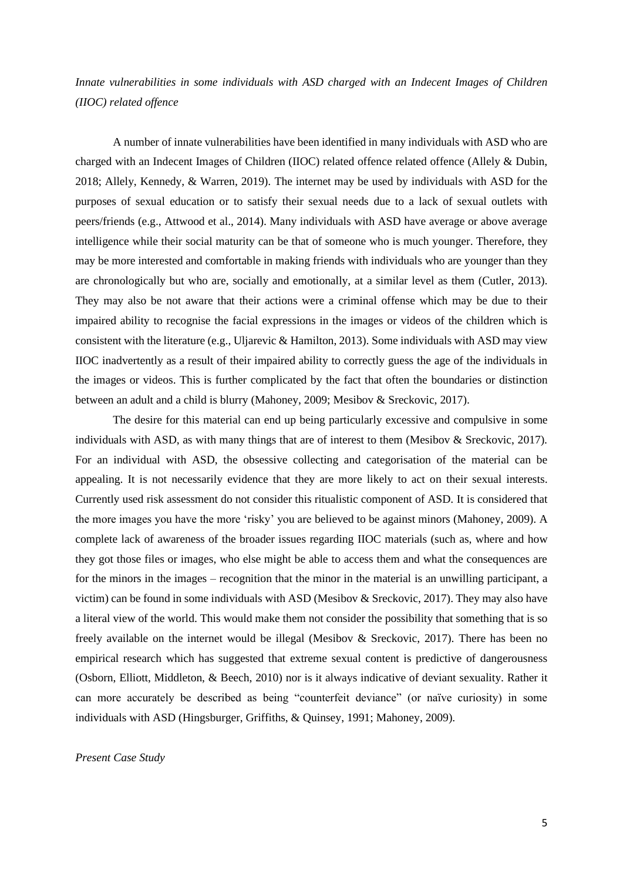*Innate vulnerabilities in some individuals with ASD charged with an Indecent Images of Children (IIOC) related offence*

A number of innate vulnerabilities have been identified in many individuals with ASD who are charged with an Indecent Images of Children (IIOC) related offence related offence (Allely & Dubin, 2018; Allely, Kennedy, & Warren, 2019). The internet may be used by individuals with ASD for the purposes of sexual education or to satisfy their sexual needs due to a lack of sexual outlets with peers/friends (e.g., Attwood et al., 2014). Many individuals with ASD have average or above average intelligence while their social maturity can be that of someone who is much younger. Therefore, they may be more interested and comfortable in making friends with individuals who are younger than they are chronologically but who are, socially and emotionally, at a similar level as them (Cutler, 2013). They may also be not aware that their actions were a criminal offense which may be due to their impaired ability to recognise the facial expressions in the images or videos of the children which is consistent with the literature (e.g., Uljarevic & Hamilton, 2013). Some individuals with ASD may view IIOC inadvertently as a result of their impaired ability to correctly guess the age of the individuals in the images or videos. This is further complicated by the fact that often the boundaries or distinction between an adult and a child is blurry (Mahoney, 2009; Mesibov & Sreckovic, 2017).

The desire for this material can end up being particularly excessive and compulsive in some individuals with ASD, as with many things that are of interest to them (Mesibov & Sreckovic, 2017). For an individual with ASD, the obsessive collecting and categorisation of the material can be appealing. It is not necessarily evidence that they are more likely to act on their sexual interests. Currently used risk assessment do not consider this ritualistic component of ASD. It is considered that the more images you have the more 'risky' you are believed to be against minors (Mahoney, 2009). A complete lack of awareness of the broader issues regarding IIOC materials (such as, where and how they got those files or images, who else might be able to access them and what the consequences are for the minors in the images – recognition that the minor in the material is an unwilling participant, a victim) can be found in some individuals with ASD (Mesibov & Sreckovic, 2017). They may also have a literal view of the world. This would make them not consider the possibility that something that is so freely available on the internet would be illegal (Mesibov & Sreckovic, 2017). There has been no empirical research which has suggested that extreme sexual content is predictive of dangerousness (Osborn, Elliott, Middleton, & Beech, 2010) nor is it always indicative of deviant sexuality. Rather it can more accurately be described as being "counterfeit deviance" (or naïve curiosity) in some individuals with ASD (Hingsburger, Griffiths, & Quinsey, 1991; Mahoney, 2009).

*Present Case Study*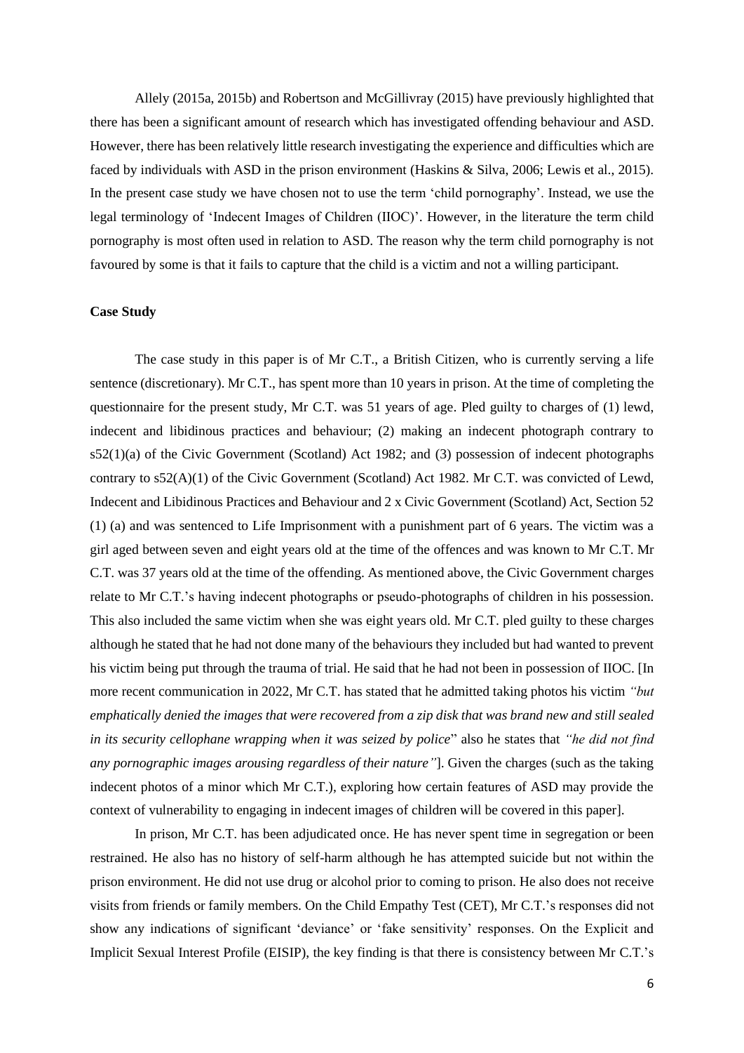Allely (2015a, 2015b) and Robertson and McGillivray (2015) have previously highlighted that there has been a significant amount of research which has investigated offending behaviour and ASD. However, there has been relatively little research investigating the experience and difficulties which are faced by individuals with ASD in the prison environment (Haskins & Silva, 2006; Lewis et al., 2015). In the present case study we have chosen not to use the term 'child pornography'. Instead, we use the legal terminology of 'Indecent Images of Children (IIOC)'. However, in the literature the term child pornography is most often used in relation to ASD. The reason why the term child pornography is not favoured by some is that it fails to capture that the child is a victim and not a willing participant.

**Case Study**

The case study in this paper is of Mr C.T., a British Citizen, who is currently serving a life sentence (discretionary). Mr C.T., has spent more than 10 years in prison. At the time of completing the questionnaire for the present study, Mr C.T. was 51 years of age. Pled guilty to charges of (1) lewd, indecent and libidinous practices and behaviour; (2) making an indecent photograph contrary to s52(1)(a) of the Civic Government (Scotland) Act 1982; and (3) possession of indecent photographs contrary to s52(A)(1) of the Civic Government (Scotland) Act 1982. Mr C.T. was convicted of Lewd, Indecent and Libidinous Practices and Behaviour and 2 x Civic Government (Scotland) Act, Section 52 (1) (a) and was sentenced to Life Imprisonment with a punishment part of 6 years. The victim was a girl aged between seven and eight years old at the time of the offences and was known to Mr C.T. Mr C.T. was 37 years old at the time of the offending. As mentioned above, the Civic Government charges relate to Mr C.T.'s having indecent photographs or pseudo-photographs of children in his possession. This also included the same victim when she was eight years old. Mr C.T. pled guilty to these charges although he stated that he had not done many of the behaviours they included but had wanted to prevent his victim being put through the trauma of trial. He said that he had not been in possession of IIOC. [In more recent communication in 2022, Mr C.T. has stated that he admitted taking photos his victim *"but emphatically denied the images that were recovered from a zip disk that was brand new and still sealed in its security cellophane wrapping when it was seized by police*" also he states that *"he did not find any pornographic images arousing regardless of their nature"*]. Given the charges (such as the taking indecent photos of a minor which Mr C.T.), exploring how certain features of ASD may provide the context of vulnerability to engaging in indecent images of children will be covered in this paper].

In prison, Mr C.T. has been adjudicated once. He has never spent time in segregation or been restrained. He also has no history of self-harm although he has attempted suicide but not within the prison environment. He did not use drug or alcohol prior to coming to prison. He also does not receive visits from friends or family members. On the Child Empathy Test (CET), Mr C.T.'s responses did not show any indications of significant 'deviance' or 'fake sensitivity' responses. On the Explicit and Implicit Sexual Interest Profile (EISIP), the key finding is that there is consistency between Mr C.T.'s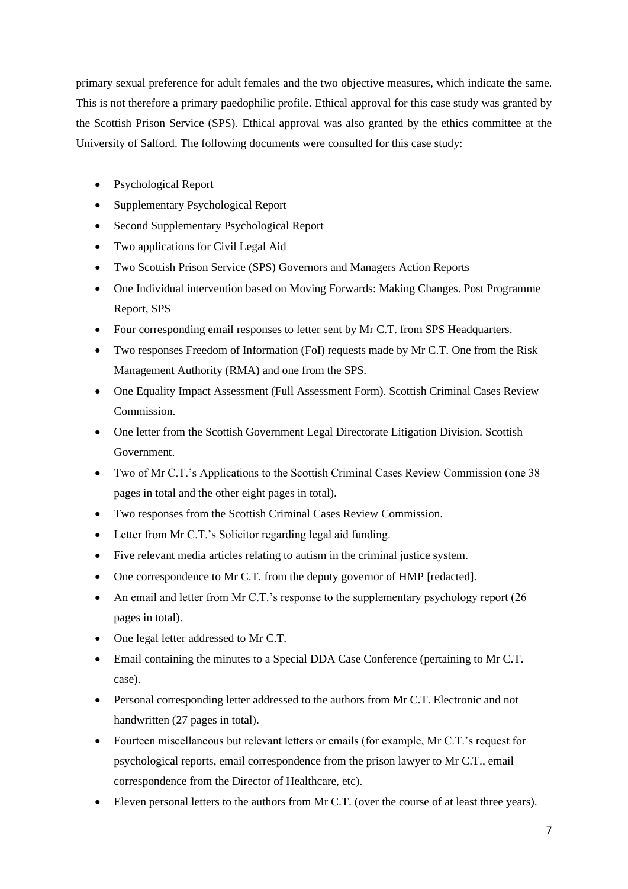primary sexual preference for adult females and the two objective measures, which indicate the same. This is not therefore a primary paedophilic profile. Ethical approval for this case study was granted by the Scottish Prison Service (SPS). Ethical approval was also granted by the ethics committee at the University of Salford. The following documents were consulted for this case study:

- Psychological Report
- Supplementary Psychological Report
- Second Supplementary Psychological Report
- Two applications for Civil Legal Aid
- Two Scottish Prison Service (SPS) Governors and Managers Action Reports
- One Individual intervention based on Moving Forwards: Making Changes. Post Programme Report, SPS
- Four corresponding email responses to letter sent by Mr C.T. from SPS Headquarters.
- Two responses Freedom of Information (FoI) requests made by Mr C.T. One from the Risk Management Authority (RMA) and one from the SPS.
- One Equality Impact Assessment (Full Assessment Form). Scottish Criminal Cases Review Commission.
- One letter from the Scottish Government Legal Directorate Litigation Division. Scottish Government.
- Two of Mr C.T.'s Applications to the Scottish Criminal Cases Review Commission (one 38 pages in total and the other eight pages in total).
- Two responses from the Scottish Criminal Cases Review Commission.
- Letter from Mr C.T.'s Solicitor regarding legal aid funding.
- Five relevant media articles relating to autism in the criminal justice system.
- One correspondence to Mr C.T. from the deputy governor of HMP [redacted].
- An email and letter from Mr C.T.'s response to the supplementary psychology report (26 pages in total).
- One legal letter addressed to Mr C.T.
- Email containing the minutes to a Special DDA Case Conference (pertaining to Mr C.T. case).
- Personal corresponding letter addressed to the authors from Mr C.T. Electronic and not handwritten (27 pages in total).
- Fourteen miscellaneous but relevant letters or emails (for example, Mr C.T.'s request for psychological reports, email correspondence from the prison lawyer to Mr C.T., email correspondence from the Director of Healthcare, etc).
- Eleven personal letters to the authors from Mr C.T. (over the course of at least three years).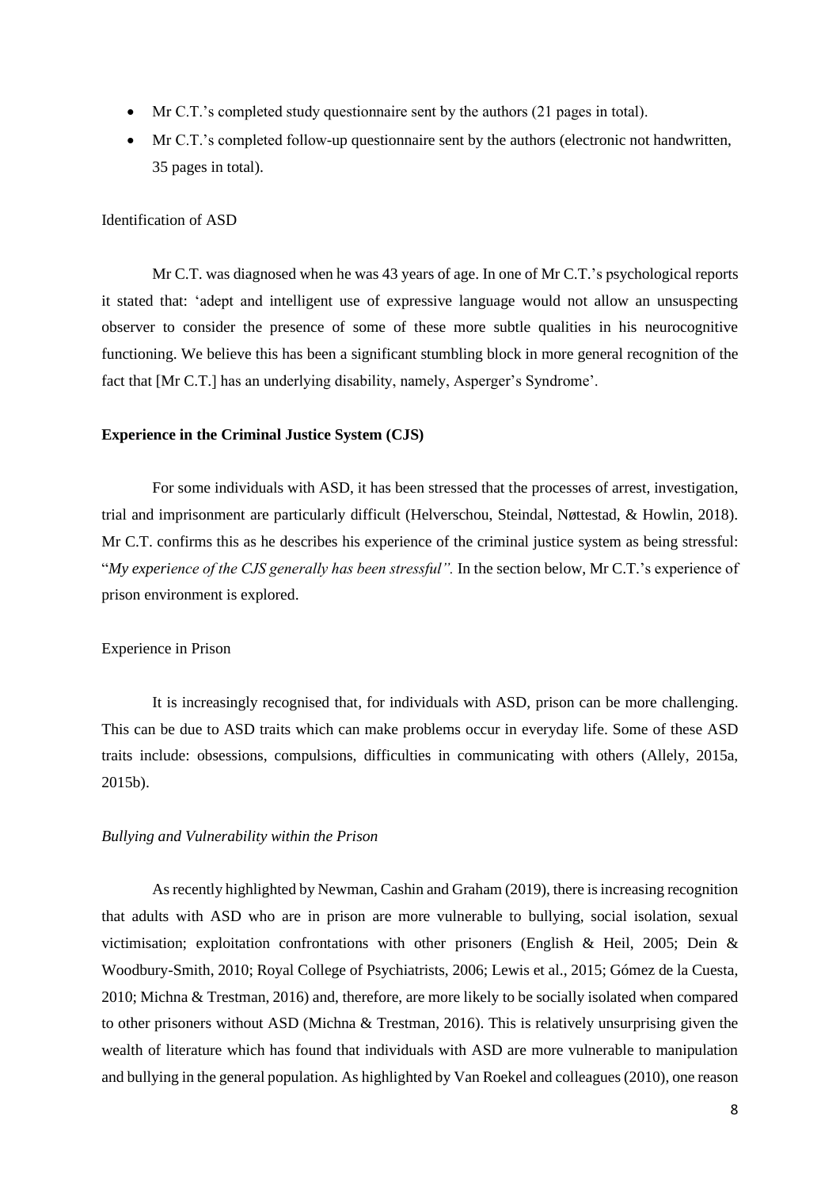- Mr C.T.'s completed study questionnaire sent by the authors (21 pages in total).
- Mr C.T.'s completed follow-up questionnaire sent by the authors (electronic not handwritten, 35 pages in total).

### Identification of ASD

Mr C.T. was diagnosed when he was 43 years of age. In one of Mr C.T.'s psychological reports it stated that: 'adept and intelligent use of expressive language would not allow an unsuspecting observer to consider the presence of some of these more subtle qualities in his neurocognitive functioning. We believe this has been a significant stumbling block in more general recognition of the fact that [Mr C.T.] has an underlying disability, namely, Asperger's Syndrome'.

## Experience in the Criminal Justice System (CJS)

For some individuals with ASD, it has been stressed that the processes of arrest, investigation, trial and imprisonment are particularly difficult (Helverschou, Steindal, Nøttestad, & Howlin, 2018). Mr C.T. confirms this as he describes his experience of the criminal justice system as being stressful: "*My experience of the CJS generally has been stressful".* In the section below, Mr C.T.'s experience of prison environment is explored.

### Experience in Prison

It is increasingly recognised that, for individuals with ASD, prison can be more challenging. This can be due to ASD traits which can make problems occur in everyday life. Some of these ASD traits include: obsessions, compulsions, difficulties in communicating with others (Allely, 2015a, 2015b).

#### *Bullying and Vulnerability within the Prison*

As recently highlighted by Newman, Cashin and Graham (2019), there is increasing recognition that adults with ASD who are in prison are more vulnerable to bullying, social isolation, sexual victimisation; exploitation confrontations with other prisoners (English & Heil, 2005; Dein & Woodbury-Smith, 2010; Royal College of Psychiatrists, 2006; Lewis et al., 2015; Gómez de la Cuesta, 2010; Michna & Trestman, 2016) and, therefore, are more likely to be socially isolated when compared to other prisoners without ASD (Michna & Trestman, 2016). This is relatively unsurprising given the wealth of literature which has found that individuals with ASD are more vulnerable to manipulation and bullying in the general population. As highlighted by Van Roekel and colleagues (2010), one reason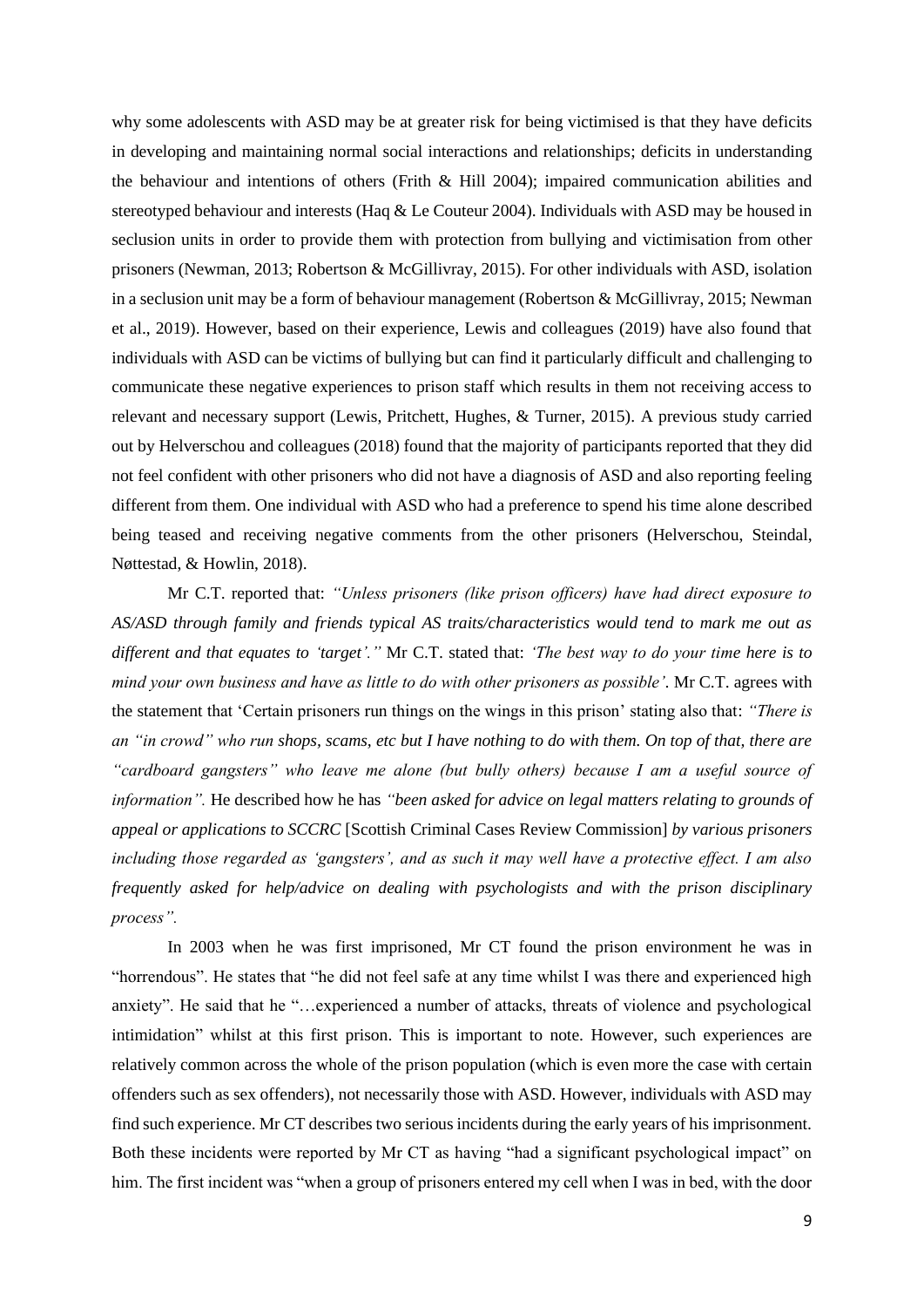why some adolescents with ASD may be at greater risk for being victimised is that they have deficits in developing and maintaining normal social interactions and relationships; deficits in understanding the behaviour and intentions of others (Frith & Hill 2004); impaired communication abilities and stereotyped behaviour and interests (Haq & Le Couteur 2004). Individuals with ASD may be housed in seclusion units in order to provide them with protection from bullying and victimisation from other prisoners (Newman, 2013; Robertson & McGillivray, 2015). For other individuals with ASD, isolation in a seclusion unit may be a form of behaviour management (Robertson & McGillivray, 2015; Newman et al., 2019). However, based on their experience, Lewis and colleagues (2019) have also found that individuals with ASD can be victims of bullying but can find it particularly difficult and challenging to communicate these negative experiences to prison staff which results in them not receiving access to relevant and necessary support (Lewis, Pritchett, Hughes, & Turner, 2015). A previous study carried out by Helverschou and colleagues (2018) found that the majority of participants reported that they did not feel confident with other prisoners who did not have a diagnosis of ASD and also reporting feeling different from them. One individual with ASD who had a preference to spend his time alone described being teased and receiving negative comments from the other prisoners (Helverschou, Steindal, Nøttestad, & Howlin, 2018).

Mr C.T. reported that: *"Unless prisoners (like prison officers) have had direct exposure to AS/ASD through family and friends typical AS traits/characteristics would tend to mark me out as different and that equates to 'target'."* Mr C.T. stated that: *'The best way to do your time here is to mind your own business and have as little to do with other prisoners as possible'*. Mr C.T. agrees with the statement that 'Certain prisoners run things on the wings in this prison' stating also that: *"There is an "in crowd" who run shops, scams, etc but I have nothing to do with them. On top of that, there are "cardboard gangsters" who leave me alone (but bully others) because I am a useful source of information".* He described how he has *"been asked for advice on legal matters relating to grounds of appeal or applications to SCCRC* [Scottish Criminal Cases Review Commission] *by various prisoners including those regarded as 'gangsters', and as such it may well have a protective effect. I am also frequently asked for help/advice on dealing with psychologists and with the prison disciplinary process".*

In 2003 when he was first imprisoned, Mr CT found the prison environment he was in "horrendous". He states that "he did not feel safe at any time whilst I was there and experienced high anxiety". He said that he "…experienced a number of attacks, threats of violence and psychological intimidation" whilst at this first prison. This is important to note. However, such experiences are relatively common across the whole of the prison population (which is even more the case with certain offenders such as sex offenders), not necessarily those with ASD. However, individuals with ASD may find such experience. Mr CT describes two serious incidents during the early years of his imprisonment. Both these incidents were reported by Mr CT as having "had a significant psychological impact" on him. The first incident was "when a group of prisoners entered my cell when I was in bed, with the door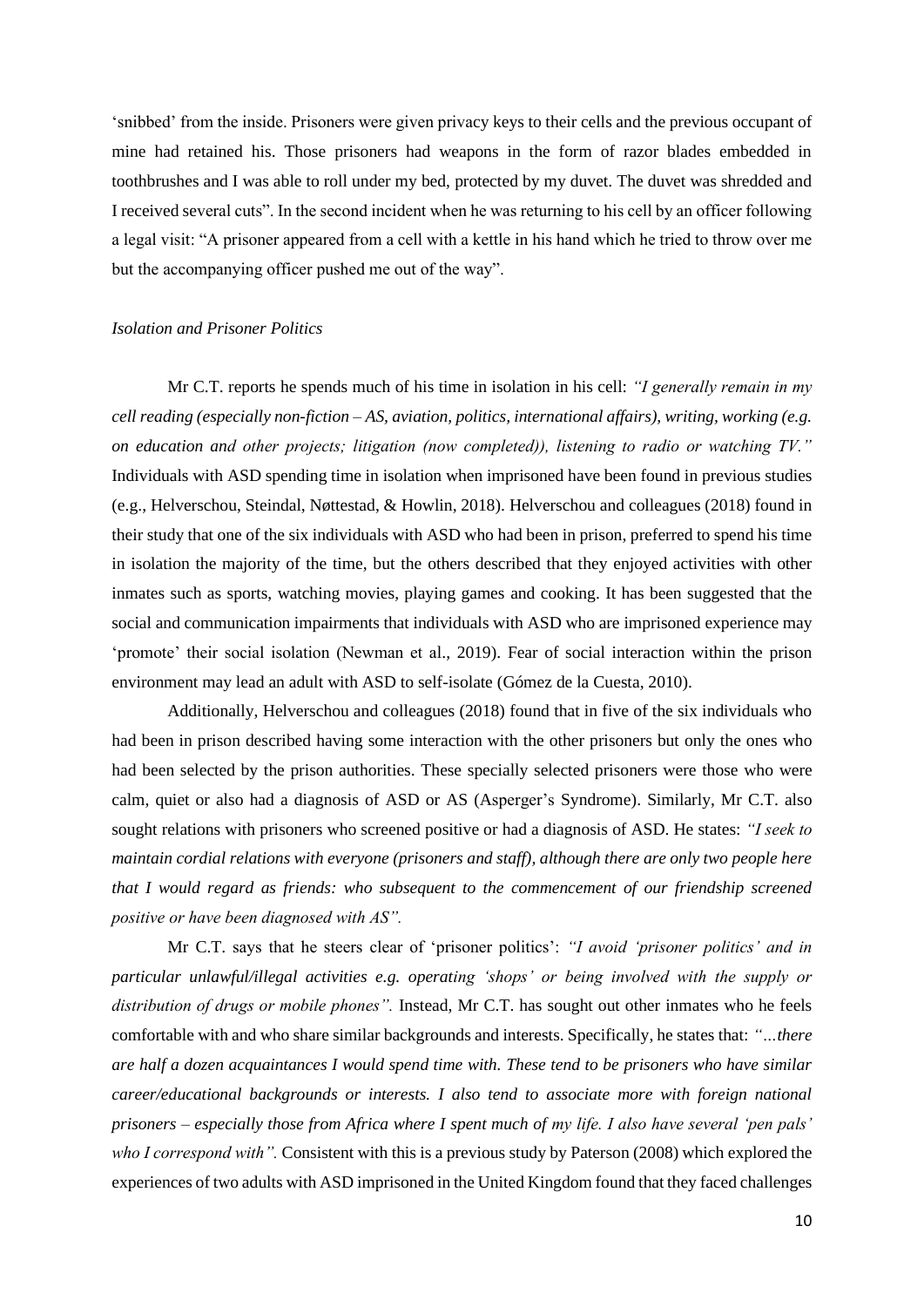'snibbed' from the inside. Prisoners were given privacy keys to their cells and the previous occupant of mine had retained his. Those prisoners had weapons in the form of razor blades embedded in toothbrushes and I was able to roll under my bed, protected by my duvet. The duvet was shredded and I received several cuts". In the second incident when he was returning to his cell by an officer following a legal visit: "A prisoner appeared from a cell with a kettle in his hand which he tried to throw over me but the accompanying officer pushed me out of the way".

*Isolation and Prisoner Politics*

Mr C.T. reports he spends much of his time in isolation in his cell: *"I generally remain in my cell reading (especially non-fiction – AS, aviation, politics, international affairs), writing, working (e.g. on education and other projects; litigation (now completed)), listening to radio or watching TV."* Individuals with ASD spending time in isolation when imprisoned have been found in previous studies (e.g., Helverschou, Steindal, Nøttestad, & Howlin, 2018). Helverschou and colleagues (2018) found in their study that one of the six individuals with ASD who had been in prison, preferred to spend his time in isolation the majority of the time, but the others described that they enjoyed activities with other inmates such as sports, watching movies, playing games and cooking. It has been suggested that the social and communication impairments that individuals with ASD who are imprisoned experience may 'promote' their social isolation (Newman et al., 2019). Fear of social interaction within the prison environment may lead an adult with ASD to self-isolate (Gómez de la Cuesta, 2010).

Additionally, Helverschou and colleagues (2018) found that in five of the six individuals who had been in prison described having some interaction with the other prisoners but only the ones who had been selected by the prison authorities. These specially selected prisoners were those who were calm, quiet or also had a diagnosis of ASD or AS (Asperger's Syndrome). Similarly, Mr C.T. also sought relations with prisoners who screened positive or had a diagnosis of ASD. He states: *"I seek to maintain cordial relations with everyone (prisoners and staff), although there are only two people here that I would regard as friends: who subsequent to the commencement of our friendship screened positive or have been diagnosed with AS".*

Mr C.T. says that he steers clear of 'prisoner politics': *"I avoid 'prisoner politics' and in particular unlawful/illegal activities e.g. operating 'shops' or being involved with the supply or distribution of drugs or mobile phones".* Instead, Mr C.T. has sought out other inmates who he feels comfortable with and who share similar backgrounds and interests. Specifically, he states that: *"…there are half a dozen acquaintances I would spend time with. These tend to be prisoners who have similar career/educational backgrounds or interests. I also tend to associate more with foreign national prisoners – especially those from Africa where I spent much of my life. I also have several 'pen pals' who I correspond with".* Consistent with this is a previous study by Paterson (2008) which explored the experiences of two adults with ASD imprisoned in the United Kingdom found that they faced challenges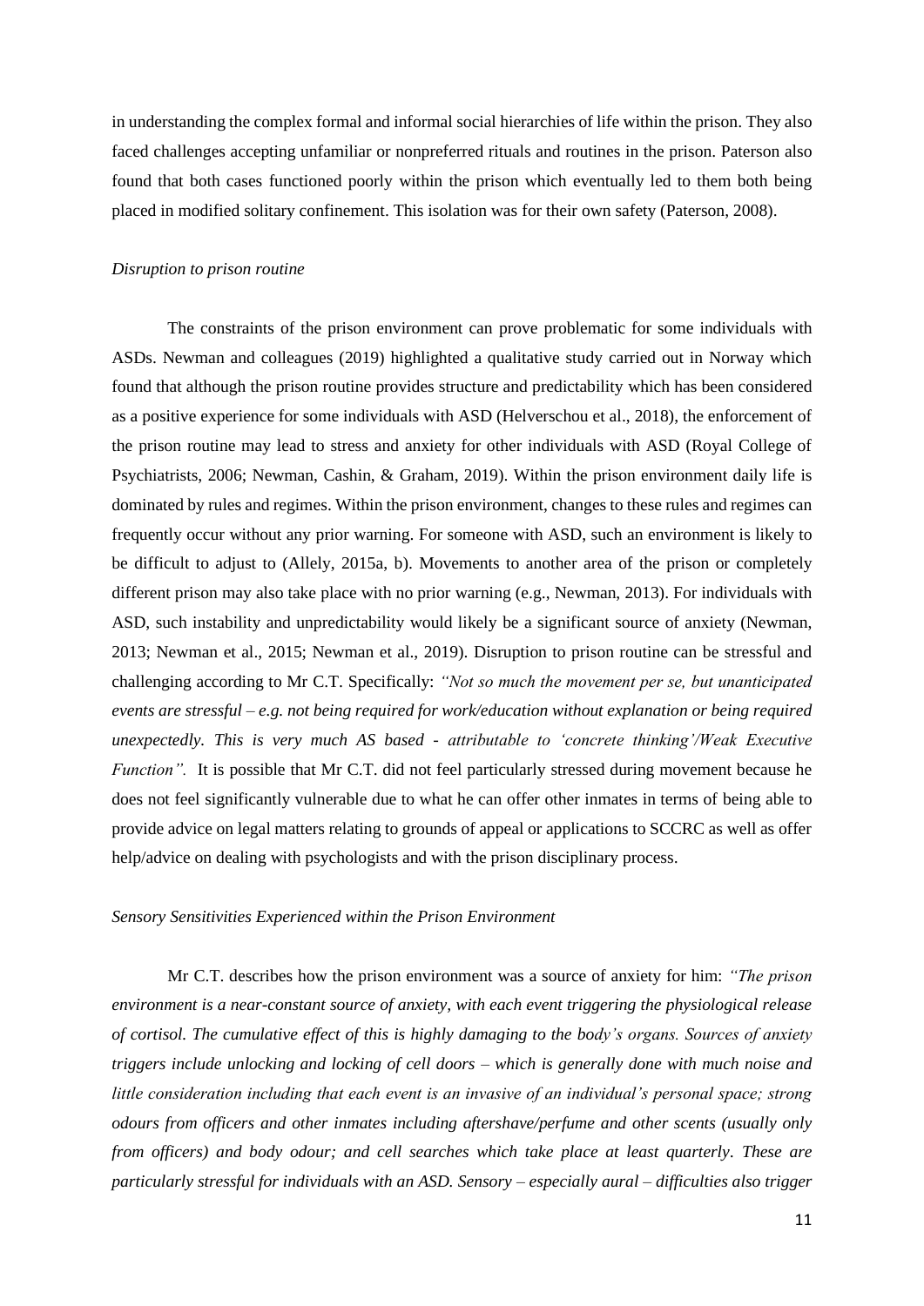in understanding the complex formal and informal social hierarchies of life within the prison. They also faced challenges accepting unfamiliar or nonpreferred rituals and routines in the prison. Paterson also found that both cases functioned poorly within the prison which eventually led to them both being placed in modified solitary confinement. This isolation was for their own safety (Paterson, 2008).

*Disruption to prison routine*

The constraints of the prison environment can prove problematic for some individuals with ASDs. Newman and colleagues (2019) highlighted a qualitative study carried out in Norway which found that although the prison routine provides structure and predictability which has been considered as a positive experience for some individuals with ASD (Helverschou et al., 2018), the enforcement of the prison routine may lead to stress and anxiety for other individuals with ASD (Royal College of Psychiatrists, 2006; Newman, Cashin, & Graham, 2019). Within the prison environment daily life is dominated by rules and regimes. Within the prison environment, changes to these rules and regimes can frequently occur without any prior warning. For someone with ASD, such an environment is likely to be difficult to adjust to (Allely, 2015a, b). Movements to another area of the prison or completely different prison may also take place with no prior warning (e.g., Newman, 2013). For individuals with ASD, such instability and unpredictability would likely be a significant source of anxiety (Newman, 2013; Newman et al., 2015; Newman et al., 2019). Disruption to prison routine can be stressful and challenging according to Mr C.T. Specifically: *"Not so much the movement per se, but unanticipated events are stressful – e.g. not being required for work/education without explanation or being required unexpectedly. This is very much AS based - attributable to 'concrete thinking'/Weak Executive Function".* It is possible that Mr C.T. did not feel particularly stressed during movement because he does not feel significantly vulnerable due to what he can offer other inmates in terms of being able to provide advice on legal matters relating to grounds of appeal or applications to SCCRC as well as offer help/advice on dealing with psychologists and with the prison disciplinary process.

*Sensory Sensitivities Experienced within the Prison Environment*

Mr C.T. describes how the prison environment was a source of anxiety for him: *"The prison environment is a near-constant source of anxiety, with each event triggering the physiological release of cortisol. The cumulative effect of this is highly damaging to the body's organs. Sources of anxiety triggers include unlocking and locking of cell doors – which is generally done with much noise and little consideration including that each event is an invasive of an individual's personal space; strong odours from officers and other inmates including aftershave/perfume and other scents (usually only from officers) and body odour; and cell searches which take place at least quarterly. These are particularly stressful for individuals with an ASD. Sensory – especially aural – difficulties also trigger*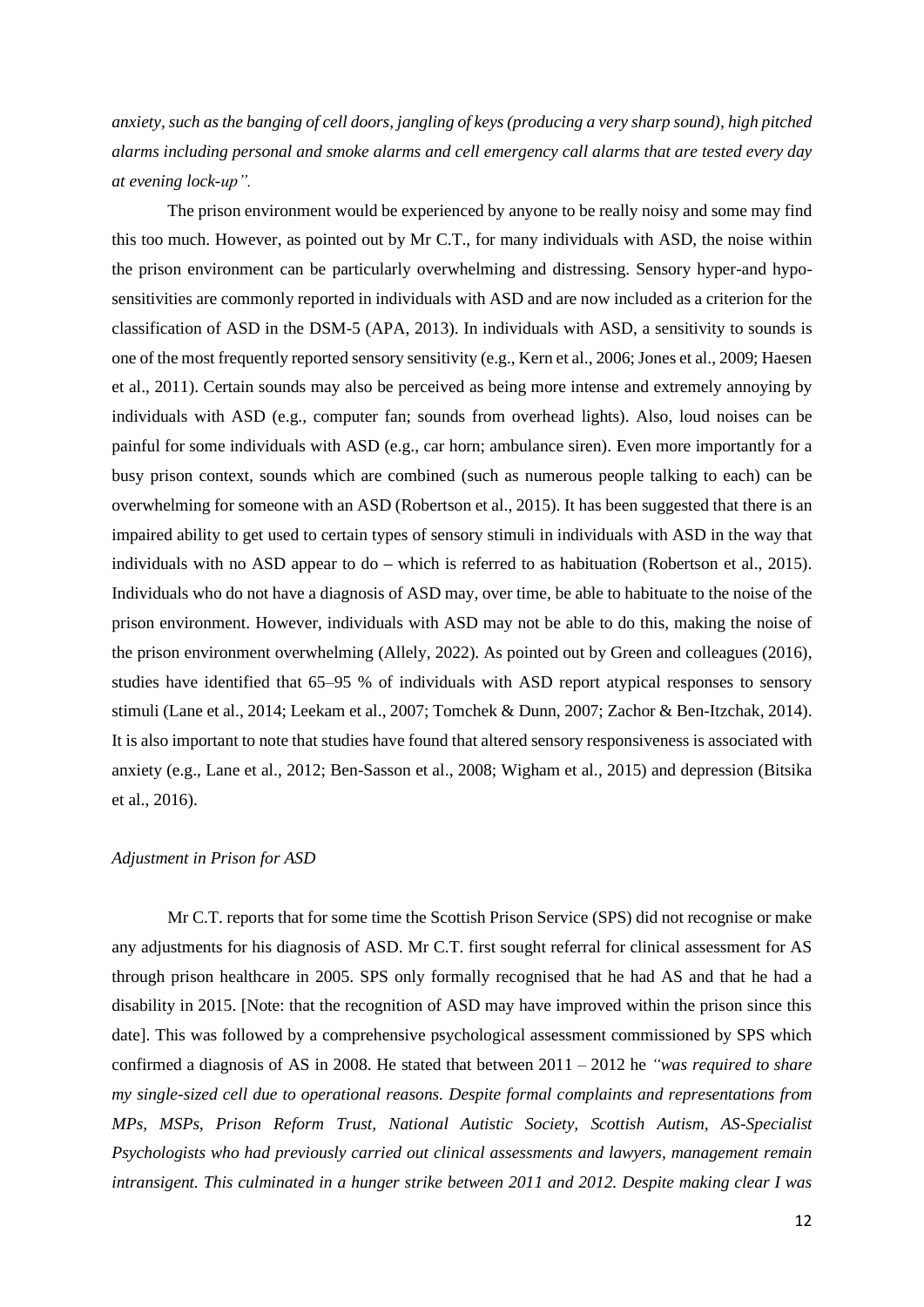*anxiety, such as the banging of cell doors, jangling of keys (producing a very sharp sound), high pitched alarms including personal and smoke alarms and cell emergency call alarms that are tested every day at evening lock-up".*

The prison environment would be experienced by anyone to be really noisy and some may find this too much. However, as pointed out by Mr C.T., for many individuals with ASD, the noise within the prison environment can be particularly overwhelming and distressing. Sensory hyper-and hypo-sensitivities are commonly reported in individuals with ASD and are now included as a criterion for the classification of ASD in the DSM-5 (APA, 2013). In individuals with ASD, a sensitivity to sounds is one of the most frequently reported sensory sensitivity (e.g., Kern et al., 2006; Jones et al., 2009; Haesen et al., 2011). Certain sounds may also be perceived as being more intense and extremely annoying by individuals with ASD (e.g., computer fan; sounds from overhead lights). Also, loud noises can be painful for some individuals with ASD (e.g., car horn; ambulance siren). Even more importantly for a busy prison context, sounds which are combined (such as numerous people talking to each) can be overwhelming for someone with an ASD (Robertson et al., 2015). It has been suggested that there is an impaired ability to get used to certain types of sensory stimuli in individuals with ASD in the way that individuals with no ASD appear to do – which is referred to as habituation (Robertson et al., 2015). Individuals who do not have a diagnosis of ASD may, over time, be able to habituate to the noise of the prison environment. However, individuals with ASD may not be able to do this, making the noise of the prison environment overwhelming (Allely, 2022). As pointed out by Green and colleagues (2016), studies have identified that 65–95 % of individuals with ASD report atypical responses to sensory stimuli (Lane et al., 2014; Leekam et al., 2007; Tomchek & Dunn, 2007; Zachor & Ben-Itzchak, 2014). It is also important to note that studies have found that altered sensory responsiveness is associated with anxiety (e.g., Lane et al., 2012; Ben-Sasson et al., 2008; Wigham et al., 2015) and depression (Bitsika et al., 2016).

*Adjustment in Prison for ASD*

Mr C.T. reports that for some time the Scottish Prison Service (SPS) did not recognise or make any adjustments for his diagnosis of ASD. Mr C.T. first sought referral for clinical assessment for AS through prison healthcare in 2005. SPS only formally recognised that he had AS and that he had a disability in 2015. [Note: that the recognition of ASD may have improved within the prison since this date]. This was followed by a comprehensive psychological assessment commissioned by SPS which confirmed a diagnosis of AS in 2008. He stated that between 2011 – 2012 he *"was required to share my single-sized cell due to operational reasons. Despite formal complaints and representations from MPs, MSPs, Prison Reform Trust, National Autistic Society, Scottish Autism, AS-Specialist Psychologists who had previously carried out clinical assessments and lawyers, management remain intransigent. This culminated in a hunger strike between 2011 and 2012. Despite making clear I was*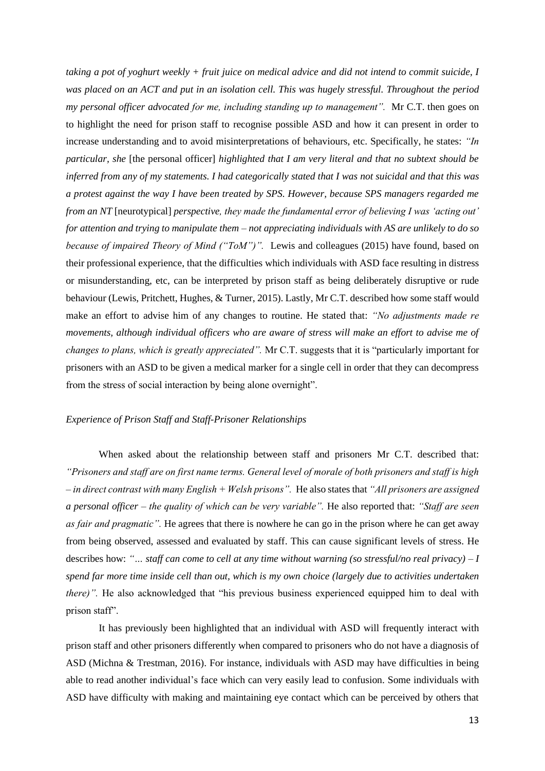*taking a pot of yoghurt weekly + fruit juice on medical advice and did not intend to commit suicide, I was placed on an ACT and put in an isolation cell. This was hugely stressful. Throughout the period my personal officer advocated for me, including standing up to management".* Mr C.T. then goes on to highlight the need for prison staff to recognise possible ASD and how it can present in order to increase understanding and to avoid misinterpretations of behaviours, etc. Specifically, he states: *"In particular, she* [the personal officer] *highlighted that I am very literal and that no subtext should be inferred from any of my statements. I had categorically stated that I was not suicidal and that this was a protest against the way I have been treated by SPS. However, because SPS managers regarded me from an NT* [neurotypical] *perspective, they made the fundamental error of believing I was 'acting out' for attention and trying to manipulate them – not appreciating individuals with AS are unlikely to do so because of impaired Theory of Mind ("ToM")".* Lewis and colleagues (2015) have found, based on their professional experience, that the difficulties which individuals with ASD face resulting in distress or misunderstanding, etc, can be interpreted by prison staff as being deliberately disruptive or rude behaviour (Lewis, Pritchett, Hughes, & Turner, 2015). Lastly, Mr C.T. described how some staff would make an effort to advise him of any changes to routine. He stated that: *"No adjustments made re movements, although individual officers who are aware of stress will make an effort to advise me of changes to plans, which is greatly appreciated".* Mr C.T. suggests that it is "particularly important for prisoners with an ASD to be given a medical marker for a single cell in order that they can decompress from the stress of social interaction by being alone overnight".

*Experience of Prison Staff and Staff-Prisoner Relationships*

When asked about the relationship between staff and prisoners Mr C.T. described that: *"Prisoners and staff are on first name terms. General level of morale of both prisoners and staff is high – in direct contrast with many English + Welsh prisons".* He also states that *"All prisoners are assigned a personal officer – the quality of which can be very variable".* He also reported that: *"Staff are seen as fair and pragmatic".* He agrees that there is nowhere he can go in the prison where he can get away from being observed, assessed and evaluated by staff. This can cause significant levels of stress. He describes how: *"… staff can come to cell at any time without warning (so stressful/no real privacy) – I spend far more time inside cell than out, which is my own choice (largely due to activities undertaken there)".* He also acknowledged that "his previous business experienced equipped him to deal with prison staff".

It has previously been highlighted that an individual with ASD will frequently interact with prison staff and other prisoners differently when compared to prisoners who do not have a diagnosis of ASD (Michna & Trestman, 2016). For instance, individuals with ASD may have difficulties in being able to read another individual's face which can very easily lead to confusion. Some individuals with ASD have difficulty with making and maintaining eye contact which can be perceived by others that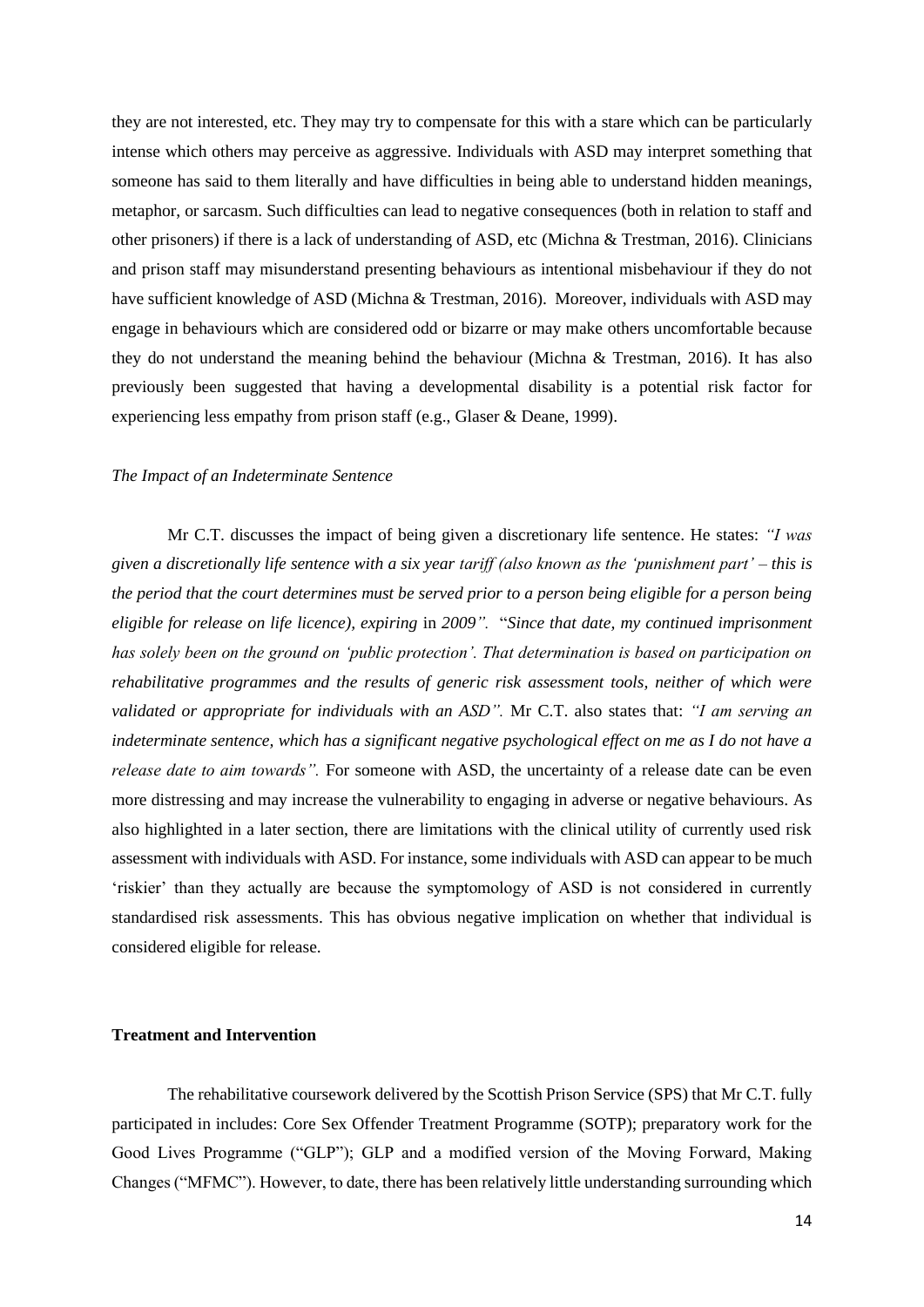they are not interested, etc. They may try to compensate for this with a stare which can be particularly intense which others may perceive as aggressive. Individuals with ASD may interpret something that someone has said to them literally and have difficulties in being able to understand hidden meanings, metaphor, or sarcasm. Such difficulties can lead to negative consequences (both in relation to staff and other prisoners) if there is a lack of understanding of ASD, etc (Michna & Trestman, 2016). Clinicians and prison staff may misunderstand presenting behaviours as intentional misbehaviour if they do not have sufficient knowledge of ASD (Michna & Trestman, 2016). Moreover, individuals with ASD may engage in behaviours which are considered odd or bizarre or may make others uncomfortable because they do not understand the meaning behind the behaviour (Michna & Trestman, 2016). It has also previously been suggested that having a developmental disability is a potential risk factor for experiencing less empathy from prison staff (e.g., Glaser & Deane, 1999).

*The Impact of an Indeterminate Sentence*

Mr C.T. discusses the impact of being given a discretionary life sentence. He states: *"I was given a discretionally life sentence with a six year tariff (also known as the 'punishment part' – this is the period that the court determines must be served prior to a person being eligible for a person being eligible for release on life licence), expiring* in *2009".* "*Since that date, my continued imprisonment has solely been on the ground on 'public protection'. That determination is based on participation on rehabilitative programmes and the results of generic risk assessment tools, neither of which were validated or appropriate for individuals with an ASD".* Mr C.T. also states that: *"I am serving an indeterminate sentence, which has a significant negative psychological effect on me as I do not have a release date to aim towards".* For someone with ASD, the uncertainty of a release date can be even more distressing and may increase the vulnerability to engaging in adverse or negative behaviours. As also highlighted in a later section, there are limitations with the clinical utility of currently used risk assessment with individuals with ASD. For instance, some individuals with ASD can appear to be much 'riskier' than they actually are because the symptomology of ASD is not considered in currently standardised risk assessments. This has obvious negative implication on whether that individual is considered eligible for release.

**Treatment and Intervention**

The rehabilitative coursework delivered by the Scottish Prison Service (SPS) that Mr C.T. fully participated in includes: Core Sex Offender Treatment Programme (SOTP); preparatory work for the Good Lives Programme ("GLP"); GLP and a modified version of the Moving Forward, Making Changes ("MFMC"). However, to date, there has been relatively little understanding surrounding which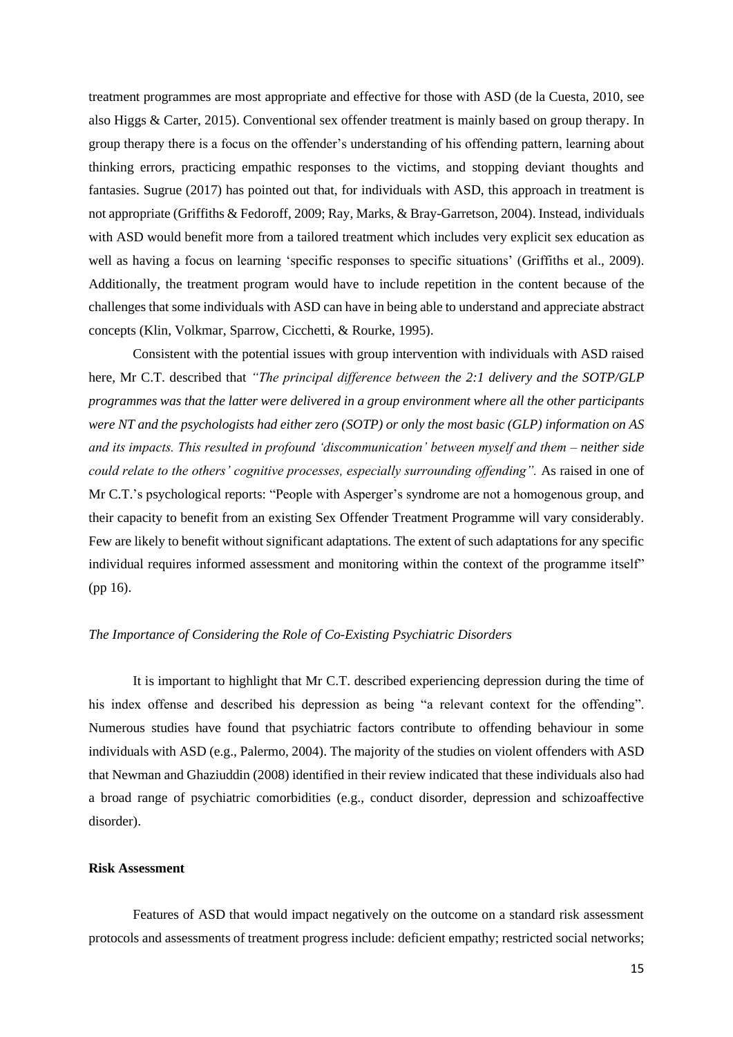treatment programmes are most appropriate and effective for those with ASD (de la Cuesta, 2010, see also Higgs & Carter, 2015). Conventional sex offender treatment is mainly based on group therapy. In group therapy there is a focus on the offender's understanding of his offending pattern, learning about thinking errors, practicing empathic responses to the victims, and stopping deviant thoughts and fantasies. Sugrue (2017) has pointed out that, for individuals with ASD, this approach in treatment is not appropriate (Griffiths & Fedoroff, 2009; Ray, Marks, & Bray-Garretson, 2004). Instead, individuals with ASD would benefit more from a tailored treatment which includes very explicit sex education as well as having a focus on learning 'specific responses to specific situations' (Griffiths et al., 2009). Additionally, the treatment program would have to include repetition in the content because of the challenges that some individuals with ASD can have in being able to understand and appreciate abstract concepts (Klin, Volkmar, Sparrow, Cicchetti, & Rourke, 1995).

Consistent with the potential issues with group intervention with individuals with ASD raised here, Mr C.T. described that *"The principal difference between the 2:1 delivery and the SOTP/GLP programmes was that the latter were delivered in a group environment where all the other participants were NT and the psychologists had either zero (SOTP) or only the most basic (GLP) information on AS and its impacts. This resulted in profound 'discommunication' between myself and them – neither side could relate to the others' cognitive processes, especially surrounding offending".* As raised in one of Mr C.T.'s psychological reports: "People with Asperger's syndrome are not a homogenous group, and their capacity to benefit from an existing Sex Offender Treatment Programme will vary considerably. Few are likely to benefit without significant adaptations. The extent of such adaptations for any specific individual requires informed assessment and monitoring within the context of the programme itself" (pp 16).

### *The Importance of Considering the Role of Co-Existing Psychiatric Disorders*

It is important to highlight that Mr C.T. described experiencing depression during the time of his index offense and described his depression as being "a relevant context for the offending". Numerous studies have found that psychiatric factors contribute to offending behaviour in some individuals with ASD (e.g., Palermo, 2004). The majority of the studies on violent offenders with ASD that Newman and Ghaziuddin (2008) identified in their review indicated that these individuals also had a broad range of psychiatric comorbidities (e.g., conduct disorder, depression and schizoaffective disorder).

## **Risk Assessment**

Features of ASD that would impact negatively on the outcome on a standard risk assessment protocols and assessments of treatment progress include: deficient empathy; restricted social networks;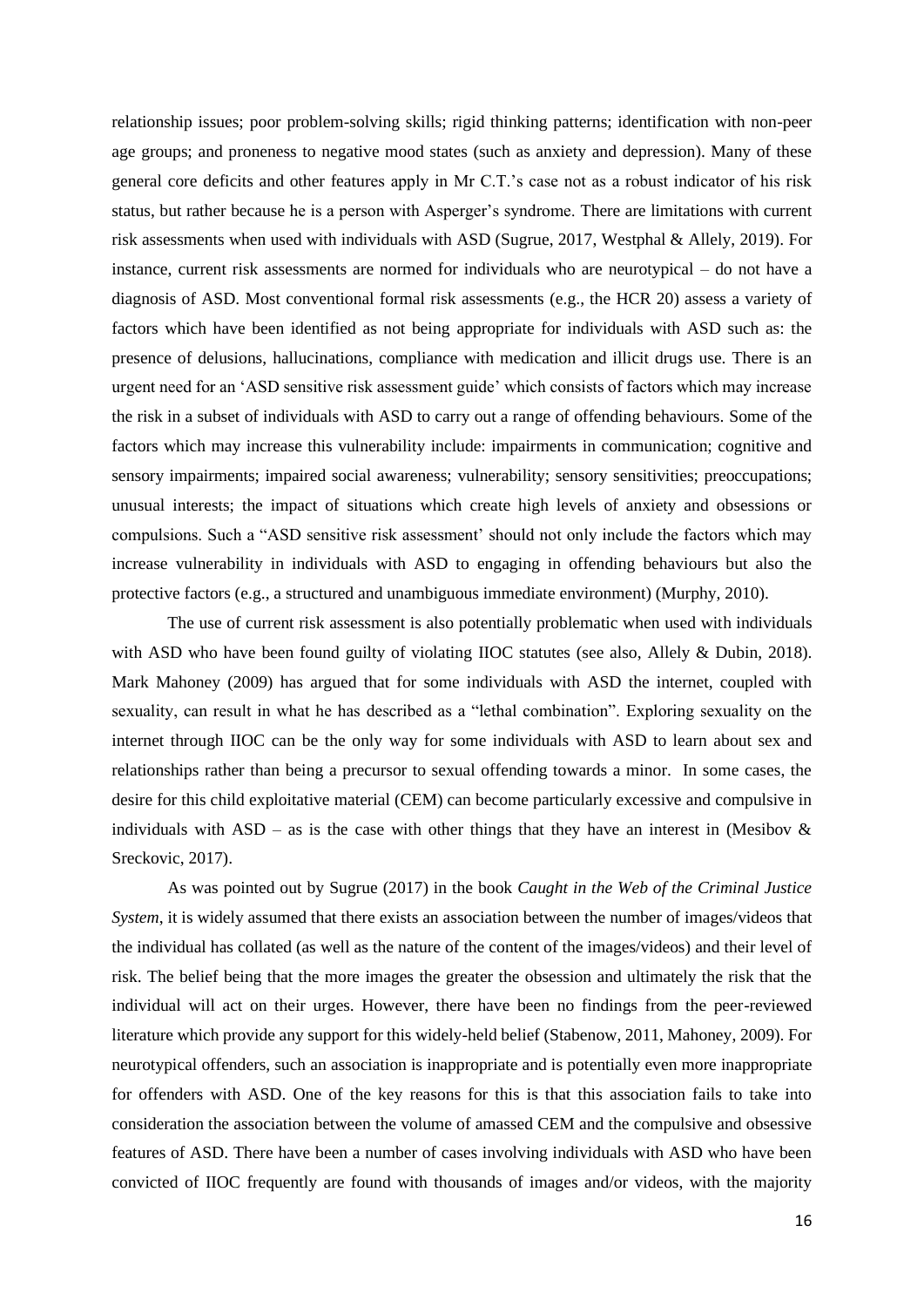relationship issues; poor problem-solving skills; rigid thinking patterns; identification with non-peer age groups; and proneness to negative mood states (such as anxiety and depression). Many of these general core deficits and other features apply in Mr C.T.'s case not as a robust indicator of his risk status, but rather because he is a person with Asperger's syndrome. There are limitations with current risk assessments when used with individuals with ASD (Sugrue, 2017, Westphal & Allely, 2019). For instance, current risk assessments are normed for individuals who are neurotypical – do not have a diagnosis of ASD. Most conventional formal risk assessments (e.g., the HCR 20) assess a variety of factors which have been identified as not being appropriate for individuals with ASD such as: the presence of delusions, hallucinations, compliance with medication and illicit drugs use. There is an urgent need for an 'ASD sensitive risk assessment guide' which consists of factors which may increase the risk in a subset of individuals with ASD to carry out a range of offending behaviours. Some of the factors which may increase this vulnerability include: impairments in communication; cognitive and sensory impairments; impaired social awareness; vulnerability; sensory sensitivities; preoccupations; unusual interests; the impact of situations which create high levels of anxiety and obsessions or compulsions. Such a "ASD sensitive risk assessment' should not only include the factors which may increase vulnerability in individuals with ASD to engaging in offending behaviours but also the protective factors (e.g., a structured and unambiguous immediate environment) (Murphy, 2010).

The use of current risk assessment is also potentially problematic when used with individuals with ASD who have been found guilty of violating IIOC statutes (see also, Allely & Dubin, 2018). Mark Mahoney (2009) has argued that for some individuals with ASD the internet, coupled with sexuality, can result in what he has described as a "lethal combination". Exploring sexuality on the internet through IIOC can be the only way for some individuals with ASD to learn about sex and relationships rather than being a precursor to sexual offending towards a minor. In some cases, the desire for this child exploitative material (CEM) can become particularly excessive and compulsive in individuals with ASD – as is the case with other things that they have an interest in (Mesibov & Sreckovic, 2017).

As was pointed out by Sugrue (2017) in the book *Caught in the Web of the Criminal Justice System*, it is widely assumed that there exists an association between the number of images/videos that the individual has collated (as well as the nature of the content of the images/videos) and their level of risk. The belief being that the more images the greater the obsession and ultimately the risk that the individual will act on their urges. However, there have been no findings from the peer-reviewed literature which provide any support for this widely-held belief (Stabenow, 2011, Mahoney, 2009). For neurotypical offenders, such an association is inappropriate and is potentially even more inappropriate for offenders with ASD. One of the key reasons for this is that this association fails to take into consideration the association between the volume of amassed CEM and the compulsive and obsessive features of ASD. There have been a number of cases involving individuals with ASD who have been convicted of IIOC frequently are found with thousands of images and/or videos, with the majority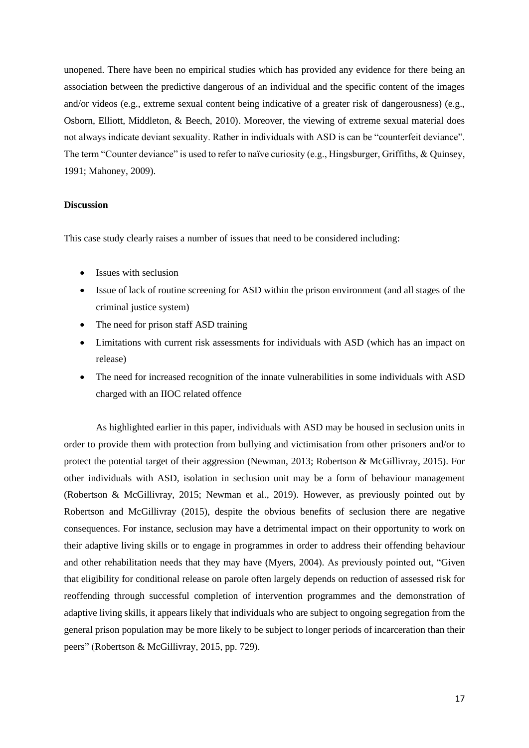unopened. There have been no empirical studies which has provided any evidence for there being an association between the predictive dangerous of an individual and the specific content of the images and/or videos (e.g., extreme sexual content being indicative of a greater risk of dangerousness) (e.g., Osborn, Elliott, Middleton, & Beech, 2010). Moreover, the viewing of extreme sexual material does not always indicate deviant sexuality. Rather in individuals with ASD is can be "counterfeit deviance". The term "Counter deviance" is used to refer to naïve curiosity (e.g., Hingsburger, Griffiths, & Quinsey, 1991; Mahoney, 2009).

**Discussion**

This case study clearly raises a number of issues that need to be considered including:

- Issues with seclusion
- Issue of lack of routine screening for ASD within the prison environment (and all stages of the criminal justice system)
- The need for prison staff ASD training
- Limitations with current risk assessments for individuals with ASD (which has an impact on release)
- The need for increased recognition of the innate vulnerabilities in some individuals with ASD charged with an IIOC related offence

As highlighted earlier in this paper, individuals with ASD may be housed in seclusion units in order to provide them with protection from bullying and victimisation from other prisoners and/or to protect the potential target of their aggression (Newman, 2013; Robertson & McGillivray, 2015). For other individuals with ASD, isolation in seclusion unit may be a form of behaviour management (Robertson & McGillivray, 2015; Newman et al., 2019). However, as previously pointed out by Robertson and McGillivray (2015), despite the obvious benefits of seclusion there are negative consequences. For instance, seclusion may have a detrimental impact on their opportunity to work on their adaptive living skills or to engage in programmes in order to address their offending behaviour and other rehabilitation needs that they may have (Myers, 2004). As previously pointed out, "Given that eligibility for conditional release on parole often largely depends on reduction of assessed risk for reoffending through successful completion of intervention programmes and the demonstration of adaptive living skills, it appears likely that individuals who are subject to ongoing segregation from the general prison population may be more likely to be subject to longer periods of incarceration than their peers" (Robertson & McGillivray, 2015, pp. 729).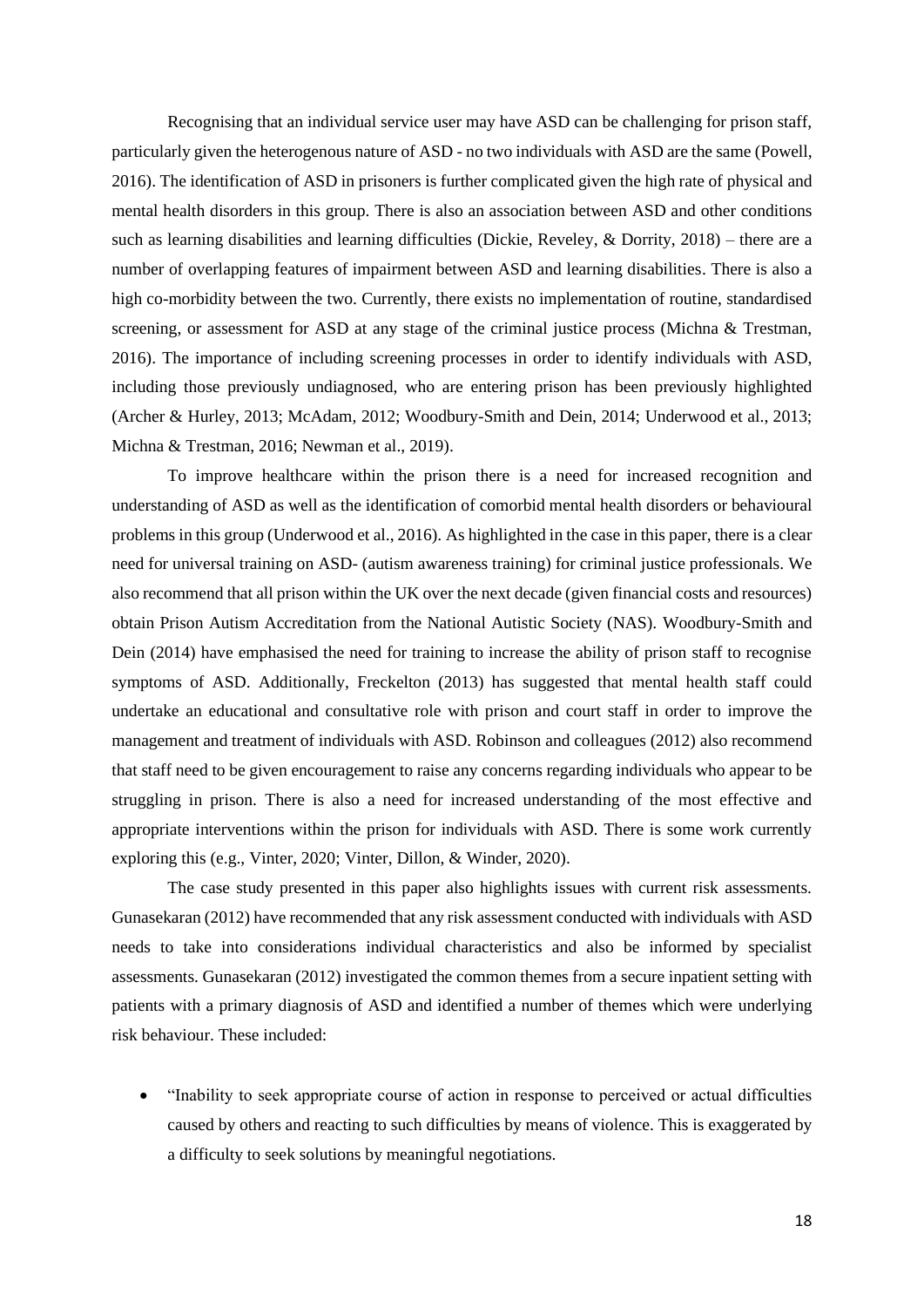Recognising that an individual service user may have ASD can be challenging for prison staff, particularly given the heterogenous nature of ASD - no two individuals with ASD are the same (Powell, 2016). The identification of ASD in prisoners is further complicated given the high rate of physical and mental health disorders in this group. There is also an association between ASD and other conditions such as learning disabilities and learning difficulties (Dickie, Reveley, & Dorrity, 2018) – there are a number of overlapping features of impairment between ASD and learning disabilities. There is also a high co-morbidity between the two. Currently, there exists no implementation of routine, standardised screening, or assessment for ASD at any stage of the criminal justice process (Michna & Trestman, 2016). The importance of including screening processes in order to identify individuals with ASD, including those previously undiagnosed, who are entering prison has been previously highlighted (Archer & Hurley, 2013; McAdam, 2012; Woodbury-Smith and Dein, 2014; Underwood et al., 2013; Michna & Trestman, 2016; Newman et al., 2019).

To improve healthcare within the prison there is a need for increased recognition and understanding of ASD as well as the identification of comorbid mental health disorders or behavioural problems in this group (Underwood et al., 2016). As highlighted in the case in this paper, there is a clear need for universal training on ASD- (autism awareness training) for criminal justice professionals. We also recommend that all prison within the UK over the next decade (given financial costs and resources) obtain Prison Autism Accreditation from the National Autistic Society (NAS). Woodbury-Smith and Dein (2014) have emphasised the need for training to increase the ability of prison staff to recognise symptoms of ASD. Additionally, Freckelton (2013) has suggested that mental health staff could undertake an educational and consultative role with prison and court staff in order to improve the management and treatment of individuals with ASD. Robinson and colleagues (2012) also recommend that staff need to be given encouragement to raise any concerns regarding individuals who appear to be struggling in prison. There is also a need for increased understanding of the most effective and appropriate interventions within the prison for individuals with ASD. There is some work currently exploring this (e.g., Vinter, 2020; Vinter, Dillon, & Winder, 2020).

The case study presented in this paper also highlights issues with current risk assessments. Gunasekaran (2012) have recommended that any risk assessment conducted with individuals with ASD needs to take into considerations individual characteristics and also be informed by specialist assessments. Gunasekaran (2012) investigated the common themes from a secure inpatient setting with patients with a primary diagnosis of ASD and identified a number of themes which were underlying risk behaviour. These included:

- "Inability to seek appropriate course of action in response to perceived or actual difficulties caused by others and reacting to such difficulties by means of violence. This is exaggerated by a difficulty to seek solutions by meaningful negotiations.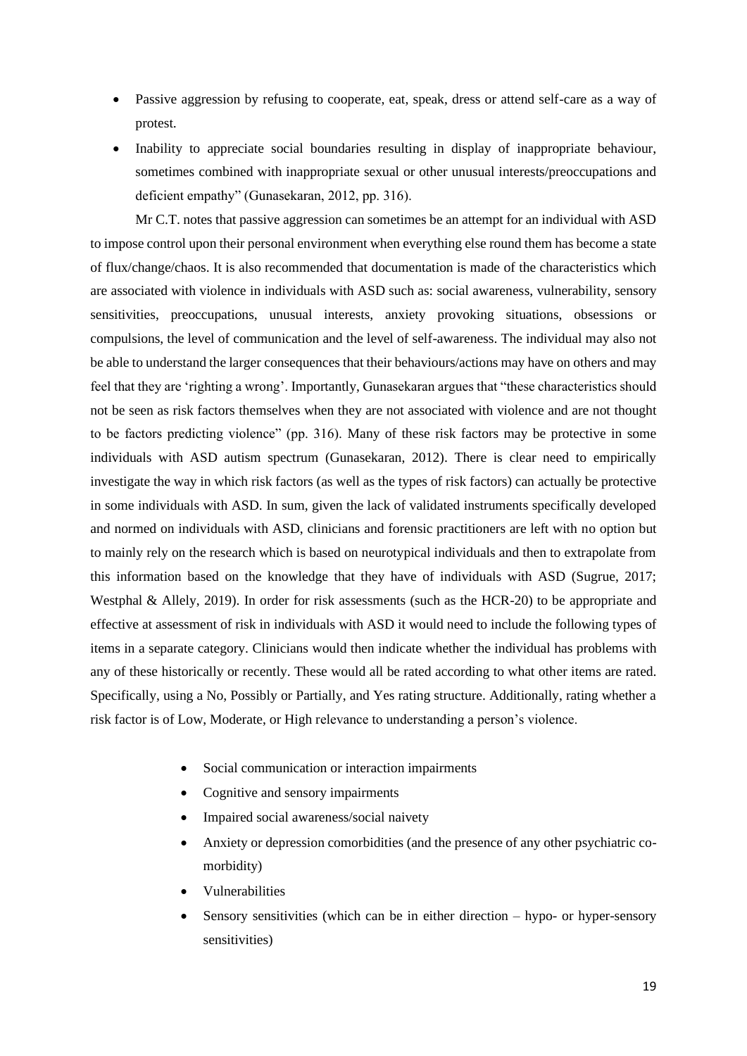- Passive aggression by refusing to cooperate, eat, speak, dress or attend self-care as a way of protest.
- Inability to appreciate social boundaries resulting in display of inappropriate behaviour, sometimes combined with inappropriate sexual or other unusual interests/preoccupations and deficient empathy" (Gunasekaran, 2012, pp. 316).

Mr C.T. notes that passive aggression can sometimes be an attempt for an individual with ASD to impose control upon their personal environment when everything else round them has become a state of flux/change/chaos. It is also recommended that documentation is made of the characteristics which are associated with violence in individuals with ASD such as: social awareness, vulnerability, sensory sensitivities, preoccupations, unusual interests, anxiety provoking situations, obsessions or compulsions, the level of communication and the level of self-awareness. The individual may also not be able to understand the larger consequences that their behaviours/actions may have on others and may feel that they are 'righting a wrong'. Importantly, Gunasekaran argues that "these characteristics should not be seen as risk factors themselves when they are not associated with violence and are not thought to be factors predicting violence" (pp. 316). Many of these risk factors may be protective in some individuals with ASD autism spectrum (Gunasekaran, 2012). There is clear need to empirically investigate the way in which risk factors (as well as the types of risk factors) can actually be protective in some individuals with ASD. In sum, given the lack of validated instruments specifically developed and normed on individuals with ASD, clinicians and forensic practitioners are left with no option but to mainly rely on the research which is based on neurotypical individuals and then to extrapolate from this information based on the knowledge that they have of individuals with ASD (Sugrue, 2017; Westphal & Allely, 2019). In order for risk assessments (such as the HCR-20) to be appropriate and effective at assessment of risk in individuals with ASD it would need to include the following types of items in a separate category. Clinicians would then indicate whether the individual has problems with any of these historically or recently. These would all be rated according to what other items are rated. Specifically, using a No, Possibly or Partially, and Yes rating structure. Additionally, rating whether a risk factor is of Low, Moderate, or High relevance to understanding a person's violence.

- Social communication or interaction impairments
- Cognitive and sensory impairments
- Impaired social awareness/social naivety
- Anxiety or depression comorbidities (and the presence of any other psychiatric co-morbidity)
- Vulnerabilities
- Sensory sensitivities (which can be in either direction – hypo- or hyper-sensory sensitivities)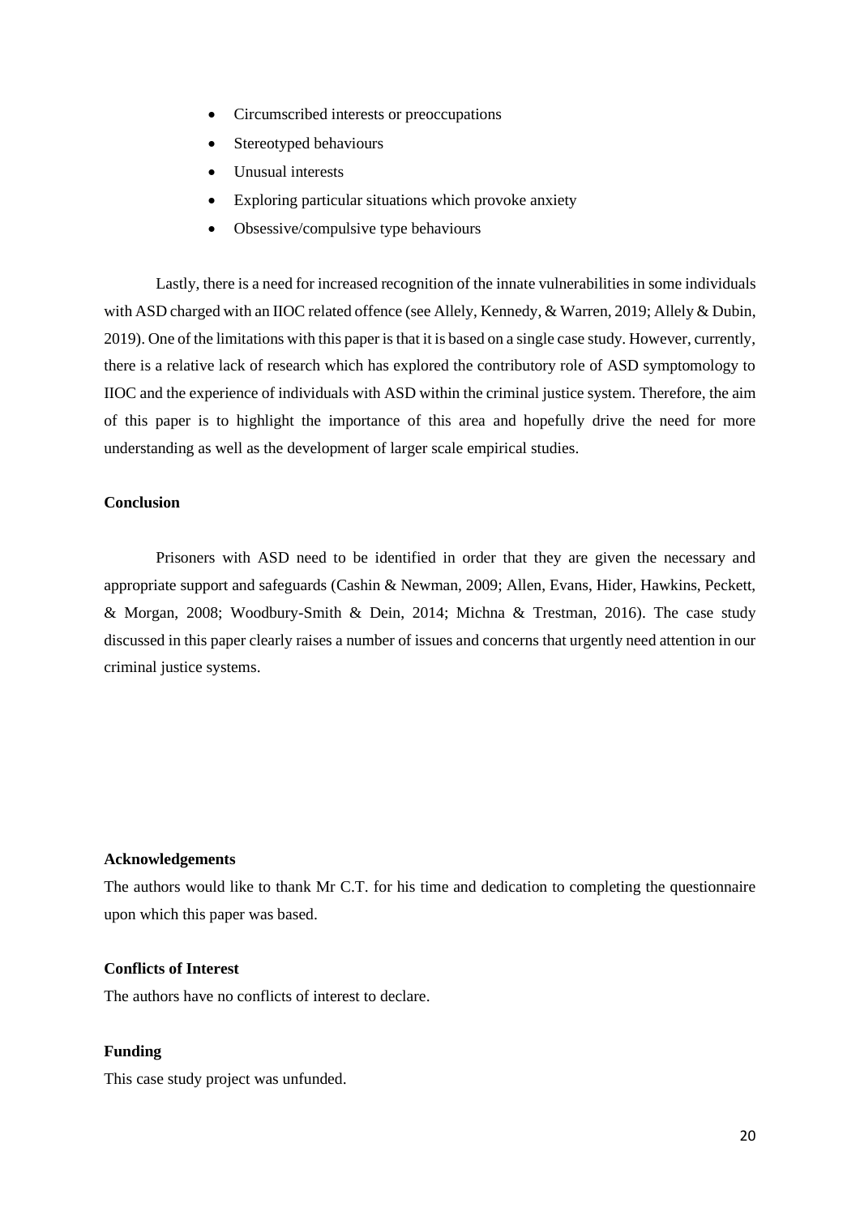- Circumscribed interests or preoccupations
- Stereotyped behaviours
- Unusual interests
- Exploring particular situations which provoke anxiety
- Obsessive/compulsive type behaviours

Lastly, there is a need for increased recognition of the innate vulnerabilities in some individuals with ASD charged with an IIOC related offence (see Allely, Kennedy, & Warren, 2019; Allely & Dubin, 2019). One of the limitations with this paper is that it is based on a single case study. However, currently, there is a relative lack of research which has explored the contributory role of ASD symptomology to IIOC and the experience of individuals with ASD within the criminal justice system. Therefore, the aim of this paper is to highlight the importance of this area and hopefully drive the need for more understanding as well as the development of larger scale empirical studies.

## Conclusion

Prisoners with ASD need to be identified in order that they are given the necessary and appropriate support and safeguards (Cashin & Newman, 2009; Allen, Evans, Hider, Hawkins, Peckett, & Morgan, 2008; Woodbury-Smith & Dein, 2014; Michna & Trestman, 2016). The case study discussed in this paper clearly raises a number of issues and concerns that urgently need attention in our criminal justice systems.

## Acknowledgements

The authors would like to thank Mr C.T. for his time and dedication to completing the questionnaire upon which this paper was based.

## Conflicts of Interest

The authors have no conflicts of interest to declare.

## Funding

This case study project was unfunded.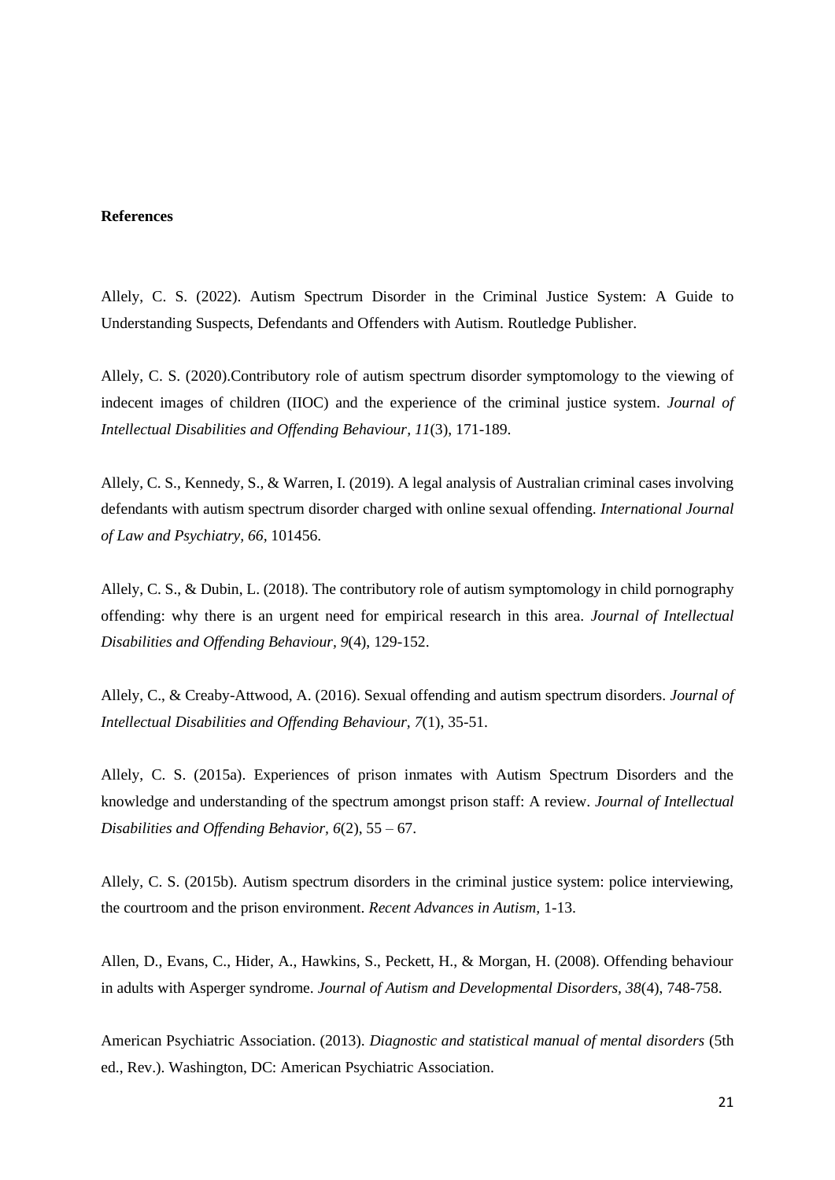**References**

Allely, C. S. (2022). Autism Spectrum Disorder in the Criminal Justice System: A Guide to Understanding Suspects, Defendants and Offenders with Autism. Routledge Publisher.

Allely, C. S. (2020).Contributory role of autism spectrum disorder symptomology to the viewing of indecent images of children (IIOC) and the experience of the criminal justice system. *Journal of Intellectual Disabilities and Offending Behaviour, 11*(3), 171-189.

Allely, C. S., Kennedy, S., & Warren, I. (2019). A legal analysis of Australian criminal cases involving defendants with autism spectrum disorder charged with online sexual offending. *International Journal of Law and Psychiatry, 66*, 101456.

Allely, C. S., & Dubin, L. (2018). The contributory role of autism symptomology in child pornography offending: why there is an urgent need for empirical research in this area. *Journal of Intellectual Disabilities and Offending Behaviour, 9*(4), 129-152.

Allely, C., & Creaby-Attwood, A. (2016). Sexual offending and autism spectrum disorders. *Journal of Intellectual Disabilities and Offending Behaviour, 7*(1), 35-51.

Allely, C. S. (2015a). Experiences of prison inmates with Autism Spectrum Disorders and the knowledge and understanding of the spectrum amongst prison staff: A review. *Journal of Intellectual Disabilities and Offending Behavior, 6*(2), 55 – 67.

Allely, C. S. (2015b). Autism spectrum disorders in the criminal justice system: police interviewing, the courtroom and the prison environment. *Recent Advances in Autism*, 1-13.

Allen, D., Evans, C., Hider, A., Hawkins, S., Peckett, H., & Morgan, H. (2008). Offending behaviour in adults with Asperger syndrome. *Journal of Autism and Developmental Disorders, 38*(4), 748-758.

American Psychiatric Association. (2013). *Diagnostic and statistical manual of mental disorders* (5th ed., Rev.). Washington, DC: American Psychiatric Association.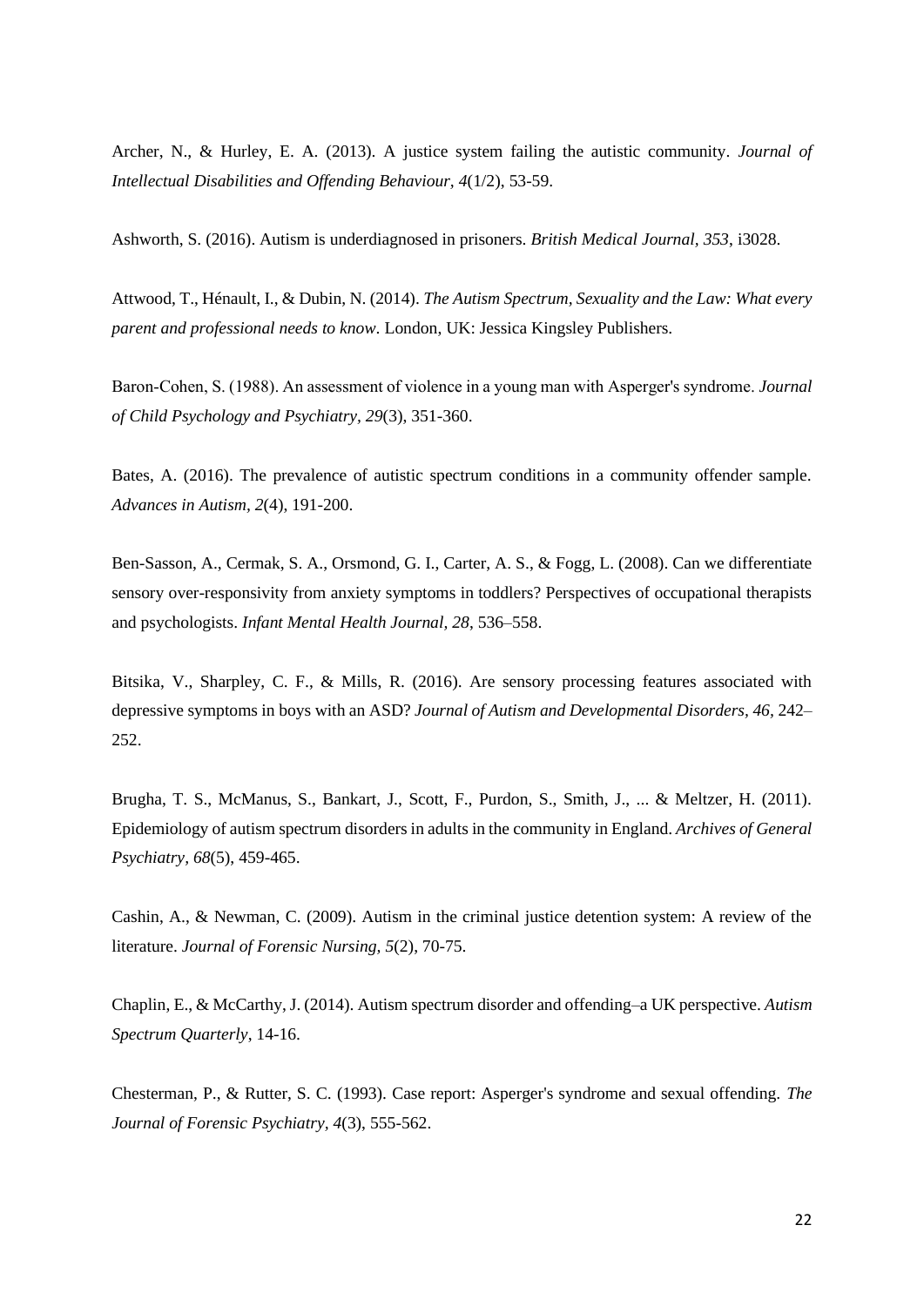Archer, N., & Hurley, E. A. (2013). A justice system failing the autistic community. *Journal of Intellectual Disabilities and Offending Behaviour*, *4*(1/2), 53-59.

Ashworth, S. (2016). Autism is underdiagnosed in prisoners. *British Medical Journal*, *353*, i3028.

Attwood, T., Hénault, I., & Dubin, N. (2014). *The Autism Spectrum, Sexuality and the Law: What every parent and professional needs to know*. London, UK: Jessica Kingsley Publishers.

Baron-Cohen, S. (1988). An assessment of violence in a young man with Asperger's syndrome. *Journal of Child Psychology and Psychiatry, 29*(3), 351-360.

Bates, A. (2016). The prevalence of autistic spectrum conditions in a community offender sample. *Advances in Autism*, *2*(4), 191-200.

Ben-Sasson, A., Cermak, S. A., Orsmond, G. I., Carter, A. S., & Fogg, L. (2008). Can we differentiate sensory over-responsivity from anxiety symptoms in toddlers? Perspectives of occupational therapists and psychologists. *Infant Mental Health Journal, 28*, 536–558.

Bitsika, V., Sharpley, C. F., & Mills, R. (2016). Are sensory processing features associated with depressive symptoms in boys with an ASD? *Journal of Autism and Developmental Disorders, 46*, 242–252.

Brugha, T. S., McManus, S., Bankart, J., Scott, F., Purdon, S., Smith, J., ... & Meltzer, H. (2011). Epidemiology of autism spectrum disorders in adults in the community in England. *Archives of General Psychiatry*, *68*(5), 459-465.

Cashin, A., & Newman, C. (2009). Autism in the criminal justice detention system: A review of the literature. *Journal of Forensic Nursing*, *5*(2), 70-75.

Chaplin, E., & McCarthy, J. (2014). Autism spectrum disorder and offending–a UK perspective. *Autism Spectrum Quarterly*, 14-16.

Chesterman, P., & Rutter, S. C. (1993). Case report: Asperger's syndrome and sexual offending. *The Journal of Forensic Psychiatry*, *4*(3), 555-562.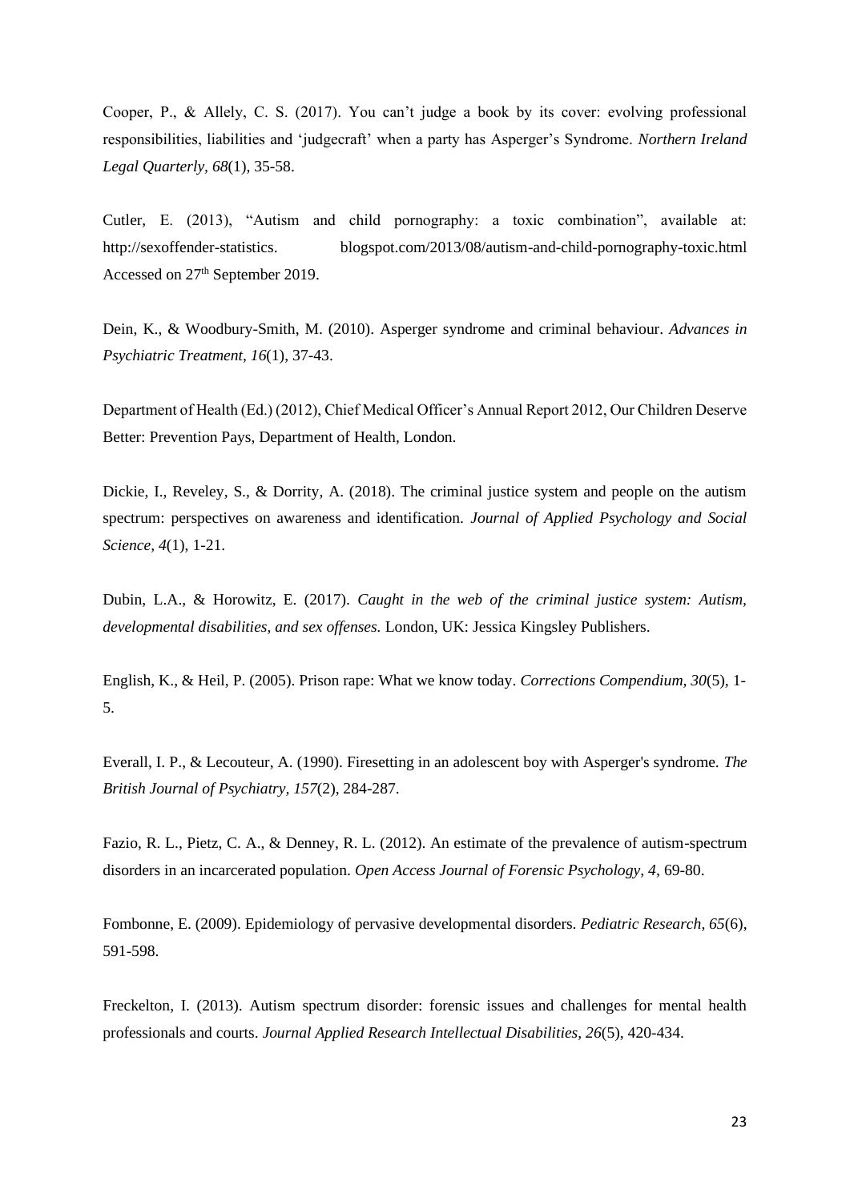Cooper, P., & Allely, C. S. (2017). You can't judge a book by its cover: evolving professional responsibilities, liabilities and 'judgecraft' when a party has Asperger's Syndrome. *Northern Ireland Legal Quarterly, 68*(1), 35-58.

Cutler, E. (2013), "Autism and child pornography: a toxic combination", available at: http://sexoffender-statistics. blogspot.com/2013/08/autism-and-child-pornography-toxic.html Accessed on 27th September 2019.

Dein, K., & Woodbury-Smith, M. (2010). Asperger syndrome and criminal behaviour. *Advances in Psychiatric Treatment*, *16*(1), 37-43.

Department of Health (Ed.) (2012), Chief Medical Officer's Annual Report 2012, Our Children Deserve Better: Prevention Pays, Department of Health, London.

Dickie, I., Reveley, S., & Dorrity, A. (2018). The criminal justice system and people on the autism spectrum: perspectives on awareness and identification. *Journal of Applied Psychology and Social Science*, *4*(1), 1-21.

Dubin, L.A., & Horowitz, E. (2017). *Caught in the web of the criminal justice system: Autism, developmental disabilities, and sex offenses.* London, UK: Jessica Kingsley Publishers.

English, K., & Heil, P. (2005). Prison rape: What we know today. *Corrections Compendium*, *30*(5), 1-5.

Everall, I. P., & Lecouteur, A. (1990). Firesetting in an adolescent boy with Asperger's syndrome. *The British Journal of Psychiatry, 157*(2), 284-287.

Fazio, R. L., Pietz, C. A., & Denney, R. L. (2012). An estimate of the prevalence of autism-spectrum disorders in an incarcerated population. *Open Access Journal of Forensic Psychology*, *4,* 69-80.

Fombonne, E. (2009). Epidemiology of pervasive developmental disorders. *Pediatric Research*, *65*(6), 591-598.

Freckelton, I. (2013). Autism spectrum disorder: forensic issues and challenges for mental health professionals and courts. *Journal Applied Research Intellectual Disabilities, 26*(5), 420-434.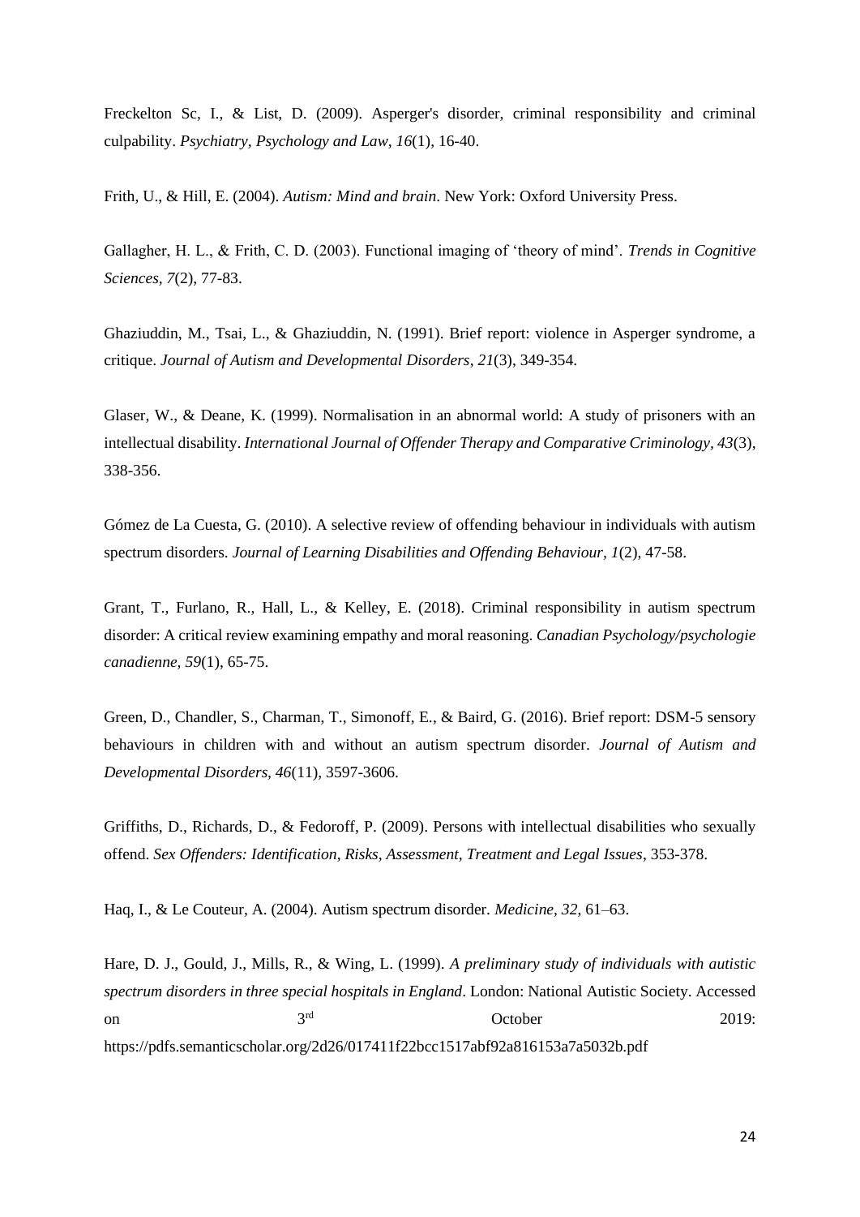Freckelton Sc, I., & List, D. (2009). Asperger's disorder, criminal responsibility and criminal culpability. *Psychiatry, Psychology and Law, 16*(1), 16-40.

Frith, U., & Hill, E. (2004). *Autism: Mind and brain*. New York: Oxford University Press.

Gallagher, H. L., & Frith, C. D. (2003). Functional imaging of 'theory of mind'. *Trends in Cognitive Sciences*, *7*(2), 77-83.

Ghaziuddin, M., Tsai, L., & Ghaziuddin, N. (1991). Brief report: violence in Asperger syndrome, a critique. *Journal of Autism and Developmental Disorders*, *21*(3), 349-354.

Glaser, W., & Deane, K. (1999). Normalisation in an abnormal world: A study of prisoners with an intellectual disability. *International Journal of Offender Therapy and Comparative Criminology, 43*(3), 338-356.

Gómez de La Cuesta, G. (2010). A selective review of offending behaviour in individuals with autism spectrum disorders. *Journal of Learning Disabilities and Offending Behaviour*, *1*(2), 47-58.

Grant, T., Furlano, R., Hall, L., & Kelley, E. (2018). Criminal responsibility in autism spectrum disorder: A critical review examining empathy and moral reasoning. *Canadian Psychology/psychologie canadienne, 59*(1), 65-75.

Green, D., Chandler, S., Charman, T., Simonoff, E., & Baird, G. (2016). Brief report: DSM-5 sensory behaviours in children with and without an autism spectrum disorder. *Journal of Autism and Developmental Disorders, 46*(11), 3597-3606.

Griffiths, D., Richards, D., & Fedoroff, P. (2009). Persons with intellectual disabilities who sexually offend. *Sex Offenders: Identification, Risks, Assessment, Treatment and Legal Issues*, 353-378.

Haq, I., & Le Couteur, A. (2004). Autism spectrum disorder. *Medicine, 32*, 61–63.

Hare, D. J., Gould, J., Mills, R., & Wing, L. (1999). *A preliminary study of individuals with autistic spectrum disorders in three special hospitals in England*. London: National Autistic Society. Accessed on 3rd October 2019: https://pdfs.semanticscholar.org/2d26/017411f22bcc1517abf92a816153a7a5032b.pdf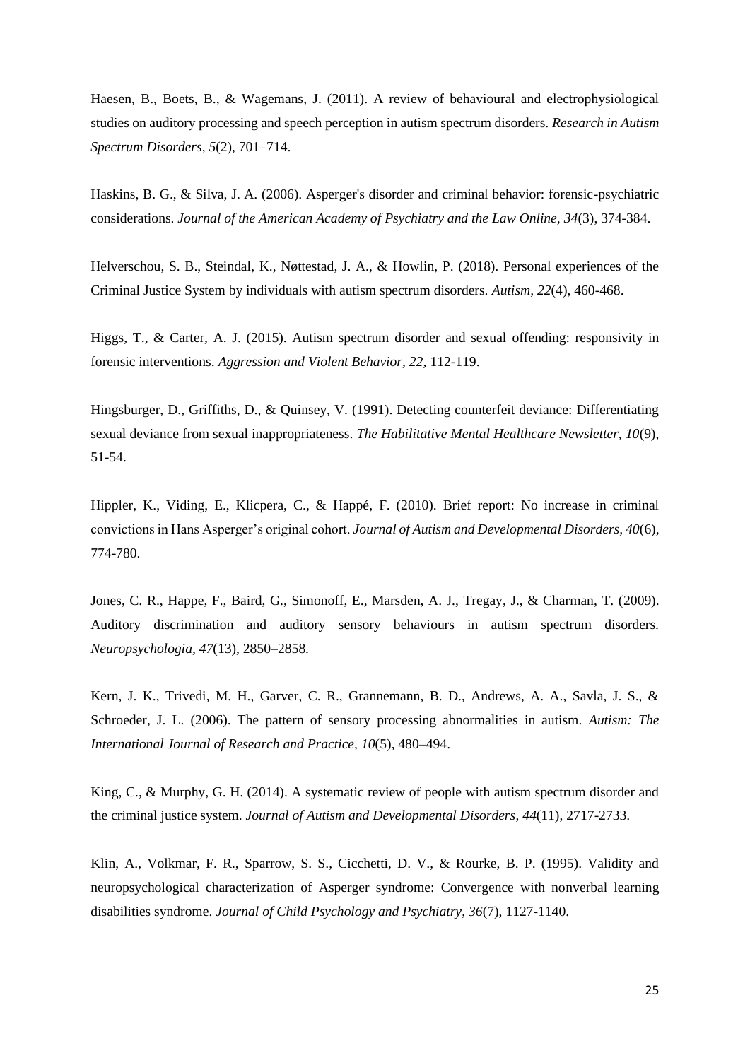Haesen, B., Boets, B., & Wagemans, J. (2011). A review of behavioural and electrophysiological studies on auditory processing and speech perception in autism spectrum disorders. *Research in Autism Spectrum Disorders, 5*(2), 701–714.

Haskins, B. G., & Silva, J. A. (2006). Asperger's disorder and criminal behavior: forensic-psychiatric considerations. *Journal of the American Academy of Psychiatry and the Law Online, 34*(3), 374-384.

Helverschou, S. B., Steindal, K., Nøttestad, J. A., & Howlin, P. (2018). Personal experiences of the Criminal Justice System by individuals with autism spectrum disorders. *Autism, 22*(4), 460-468.

Higgs, T., & Carter, A. J. (2015). Autism spectrum disorder and sexual offending: responsivity in forensic interventions. *Aggression and Violent Behavior, 22,* 112-119.

Hingsburger, D., Griffiths, D., & Quinsey, V. (1991). Detecting counterfeit deviance: Differentiating sexual deviance from sexual inappropriateness. *The Habilitative Mental Healthcare Newsletter, 10*(9), 51-54.

Hippler, K., Viding, E., Klicpera, C., & Happé, F. (2010). Brief report: No increase in criminal convictions in Hans Asperger's original cohort. *Journal of Autism and Developmental Disorders, 40*(6), 774-780.

Jones, C. R., Happe, F., Baird, G., Simonoff, E., Marsden, A. J., Tregay, J., & Charman, T. (2009). Auditory discrimination and auditory sensory behaviours in autism spectrum disorders. *Neuropsychologia, 47*(13), 2850–2858.

Kern, J. K., Trivedi, M. H., Garver, C. R., Grannemann, B. D., Andrews, A. A., Savla, J. S., & Schroeder, J. L. (2006). The pattern of sensory processing abnormalities in autism. *Autism: The International Journal of Research and Practice, 10*(5), 480–494.

King, C., & Murphy, G. H. (2014). A systematic review of people with autism spectrum disorder and the criminal justice system. *Journal of Autism and Developmental Disorders, 44*(11), 2717-2733.

Klin, A., Volkmar, F. R., Sparrow, S. S., Cicchetti, D. V., & Rourke, B. P. (1995). Validity and neuropsychological characterization of Asperger syndrome: Convergence with nonverbal learning disabilities syndrome. *Journal of Child Psychology and Psychiatry, 36*(7), 1127-1140.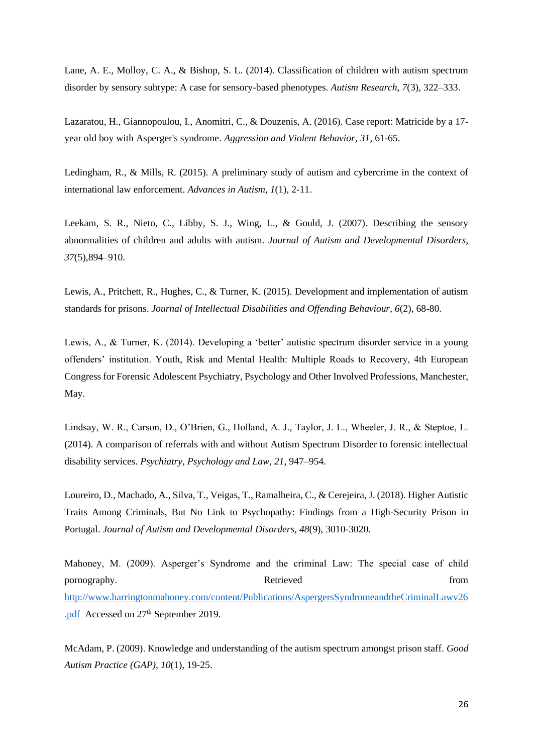Lane, A. E., Molloy, C. A., & Bishop, S. L. (2014). Classification of children with autism spectrum disorder by sensory subtype: A case for sensory-based phenotypes. *Autism Research, 7*(3), 322–333.

Lazaratou, H., Giannopoulou, I., Anomitri, C., & Douzenis, A. (2016). Case report: Matricide by a 17-year old boy with Asperger's syndrome. *Aggression and Violent Behavior, 31*, 61-65.

Ledingham, R., & Mills, R. (2015). A preliminary study of autism and cybercrime in the context of international law enforcement. *Advances in Autism, 1*(1), 2-11.

Leekam, S. R., Nieto, C., Libby, S. J., Wing, L., & Gould, J. (2007). Describing the sensory abnormalities of children and adults with autism. *Journal of Autism and Developmental Disorders, 37*(5),894–910.

Lewis, A., Pritchett, R., Hughes, C., & Turner, K. (2015). Development and implementation of autism standards for prisons. *Journal of Intellectual Disabilities and Offending Behaviour, 6*(2), 68-80.

Lewis, A., & Turner, K. (2014). Developing a 'better' autistic spectrum disorder service in a young offenders' institution. Youth, Risk and Mental Health: Multiple Roads to Recovery, 4th European Congress for Forensic Adolescent Psychiatry, Psychology and Other Involved Professions, Manchester, May.

Lindsay, W. R., Carson, D., O'Brien, G., Holland, A. J., Taylor, J. L., Wheeler, J. R., & Steptoe, L. (2014). A comparison of referrals with and without Autism Spectrum Disorder to forensic intellectual disability services. *Psychiatry, Psychology and Law, 21*, 947–954.

Loureiro, D., Machado, A., Silva, T., Veigas, T., Ramalheira, C., & Cerejeira, J. (2018). Higher Autistic Traits Among Criminals, But No Link to Psychopathy: Findings from a High-Security Prison in Portugal. *Journal of Autism and Developmental Disorders, 48*(9), 3010-3020.

Mahoney, M. (2009). Asperger's Syndrome and the criminal Law: The special case of child pornography. Retrieved from http://www.harringtonmahoney.com/content/Publications/AspergersSyndromeandtheCriminalLawv26.pdf Accessed on 27th September 2019.

McAdam, P. (2009). Knowledge and understanding of the autism spectrum amongst prison staff. *Good Autism Practice (GAP), 10*(1), 19-25.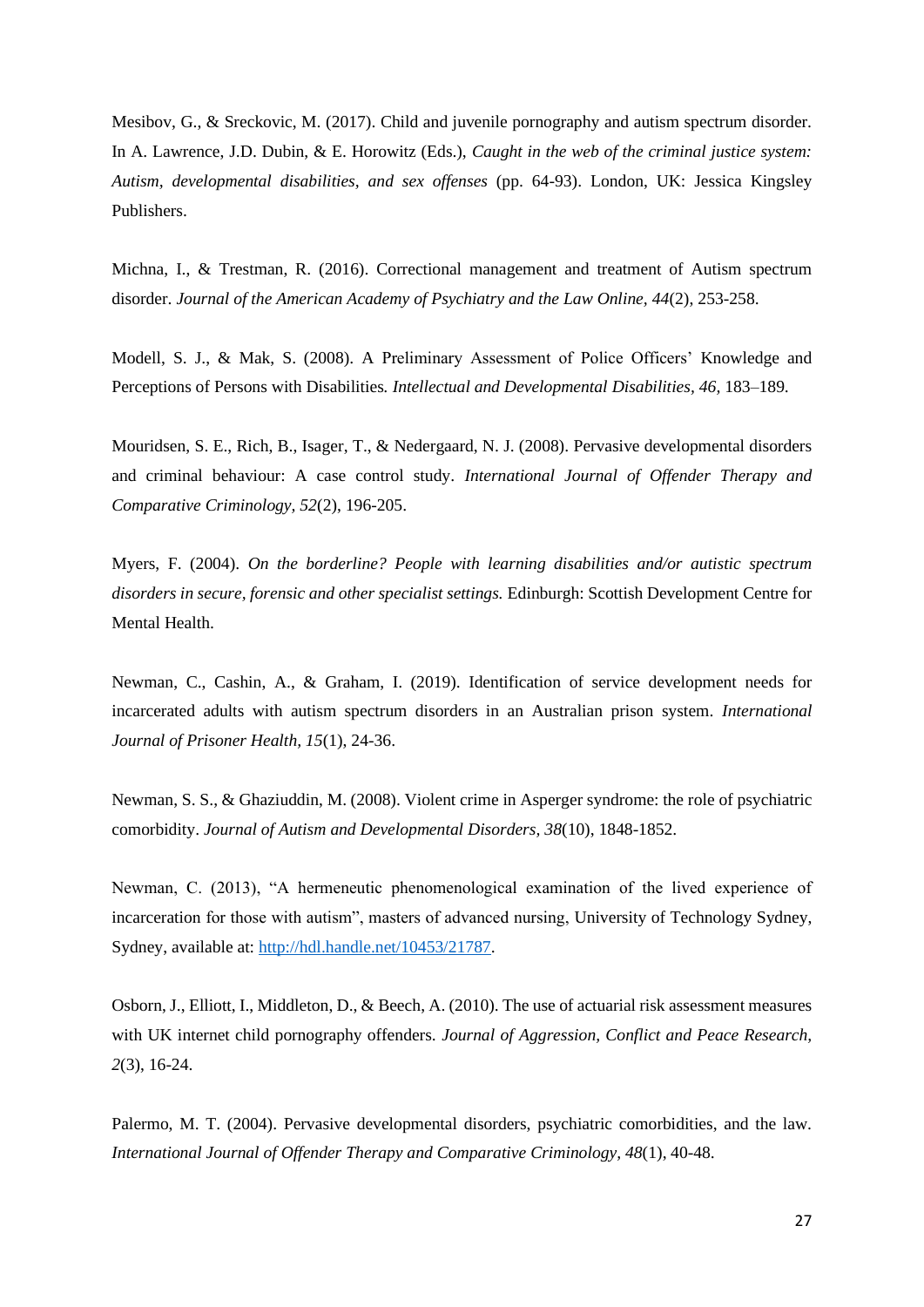Mesibov, G., & Sreckovic, M. (2017). Child and juvenile pornography and autism spectrum disorder. In A. Lawrence, J.D. Dubin, & E. Horowitz (Eds.), *Caught in the web of the criminal justice system: Autism, developmental disabilities, and sex offenses* (pp. 64-93). London, UK: Jessica Kingsley Publishers.

Michna, I., & Trestman, R. (2016). Correctional management and treatment of Autism spectrum disorder. *Journal of the American Academy of Psychiatry and the Law Online*, *44*(2), 253-258.

Modell, S. J., & Mak, S. (2008). A Preliminary Assessment of Police Officers' Knowledge and Perceptions of Persons with Disabilities. *Intellectual and Developmental Disabilities, 46,* 183–189.

Mouridsen, S. E., Rich, B., Isager, T., & Nedergaard, N. J. (2008). Pervasive developmental disorders and criminal behaviour: A case control study. *International Journal of Offender Therapy and Comparative Criminology, 52*(2), 196-205.

Myers, F. (2004). *On the borderline? People with learning disabilities and/or autistic spectrum disorders in secure, forensic and other specialist settings.* Edinburgh: Scottish Development Centre for Mental Health.

Newman, C., Cashin, A., & Graham, I. (2019). Identification of service development needs for incarcerated adults with autism spectrum disorders in an Australian prison system. *International Journal of Prisoner Health, 15*(1), 24-36.

Newman, S. S., & Ghaziuddin, M. (2008). Violent crime in Asperger syndrome: the role of psychiatric comorbidity. *Journal of Autism and Developmental Disorders, 38*(10), 1848-1852.

Newman, C. (2013), "A hermeneutic phenomenological examination of the lived experience of incarceration for those with autism", masters of advanced nursing, University of Technology Sydney, Sydney, available at: http://hdl.handle.net/10453/21787.

Osborn, J., Elliott, I., Middleton, D., & Beech, A. (2010). The use of actuarial risk assessment measures with UK internet child pornography offenders. *Journal of Aggression, Conflict and Peace Research, 2*(3), 16-24.

Palermo, M. T. (2004). Pervasive developmental disorders, psychiatric comorbidities, and the law. *International Journal of Offender Therapy and Comparative Criminology, 48*(1), 40-48.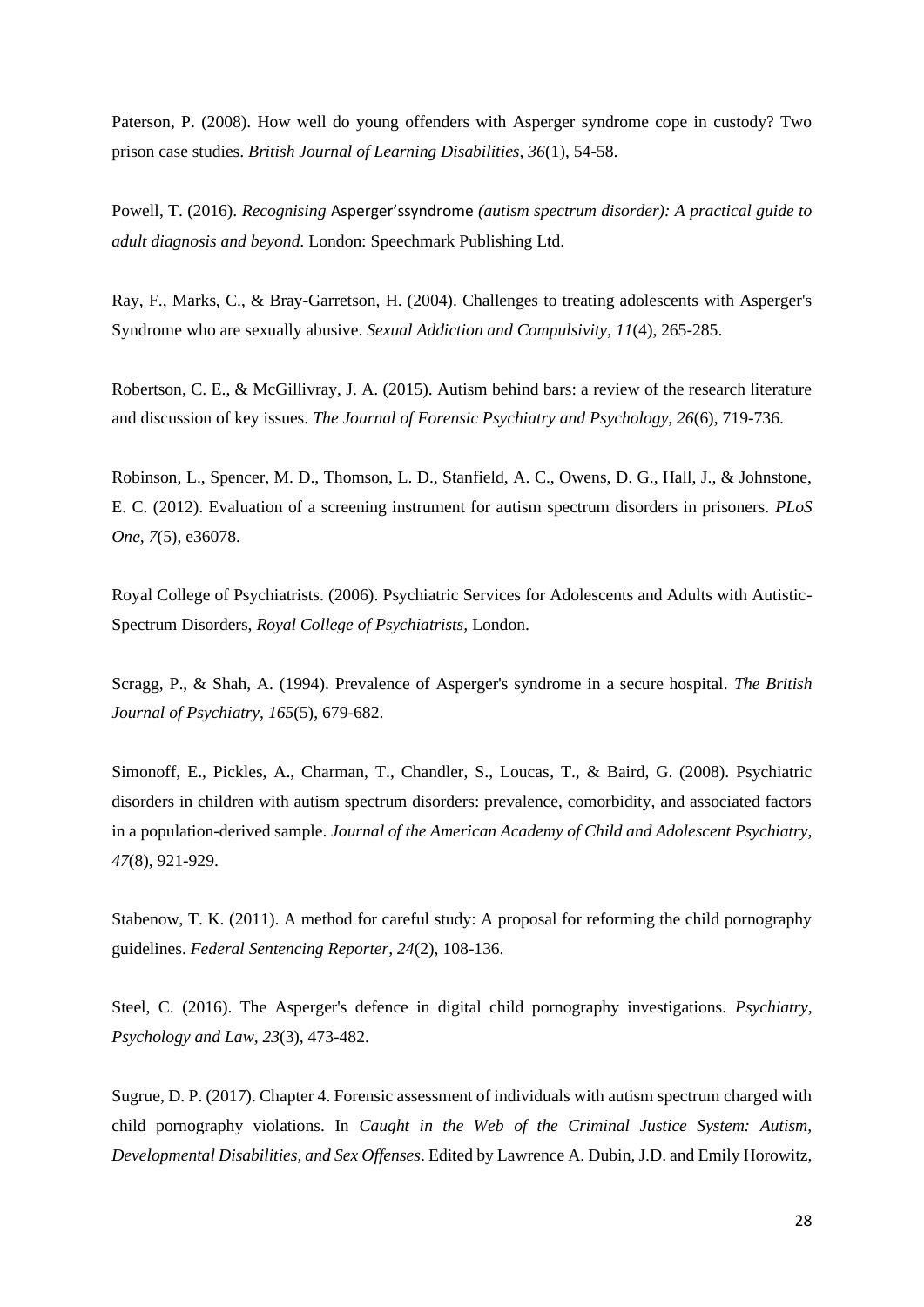Paterson, P. (2008). How well do young offenders with Asperger syndrome cope in custody? Two prison case studies. *British Journal of Learning Disabilities, 36*(1), 54-58.

Powell, T. (2016). *Recognising* Asperger'ssyndrome *(autism spectrum disorder): A practical guide to adult diagnosis and beyond*. London: Speechmark Publishing Ltd.

Ray, F., Marks, C., & Bray-Garretson, H. (2004). Challenges to treating adolescents with Asperger's Syndrome who are sexually abusive. *Sexual Addiction and Compulsivity, 11*(4), 265-285.

Robertson, C. E., & McGillivray, J. A. (2015). Autism behind bars: a review of the research literature and discussion of key issues. *The Journal of Forensic Psychiatry and Psychology, 26*(6), 719-736.

Robinson, L., Spencer, M. D., Thomson, L. D., Stanfield, A. C., Owens, D. G., Hall, J., & Johnstone, E. C. (2012). Evaluation of a screening instrument for autism spectrum disorders in prisoners. *PLoS One, 7*(5), e36078.

Royal College of Psychiatrists. (2006). Psychiatric Services for Adolescents and Adults with Autistic-Spectrum Disorders, *Royal College of Psychiatrists,* London.

Scragg, P., & Shah, A. (1994). Prevalence of Asperger's syndrome in a secure hospital. *The British Journal of Psychiatry, 165*(5), 679-682.

Simonoff, E., Pickles, A., Charman, T., Chandler, S., Loucas, T., & Baird, G. (2008). Psychiatric disorders in children with autism spectrum disorders: prevalence, comorbidity, and associated factors in a population-derived sample. *Journal of the American Academy of Child and Adolescent Psychiatry, 47*(8), 921-929.

Stabenow, T. K. (2011). A method for careful study: A proposal for reforming the child pornography guidelines. *Federal Sentencing Reporter, 24*(2), 108-136.

Steel, C. (2016). The Asperger's defence in digital child pornography investigations. *Psychiatry, Psychology and Law, 23*(3), 473-482.

Sugrue, D. P. (2017). Chapter 4. Forensic assessment of individuals with autism spectrum charged with child pornography violations. In *Caught in the Web of the Criminal Justice System: Autism, Developmental Disabilities, and Sex Offenses*. Edited by Lawrence A. Dubin, J.D. and Emily Horowitz,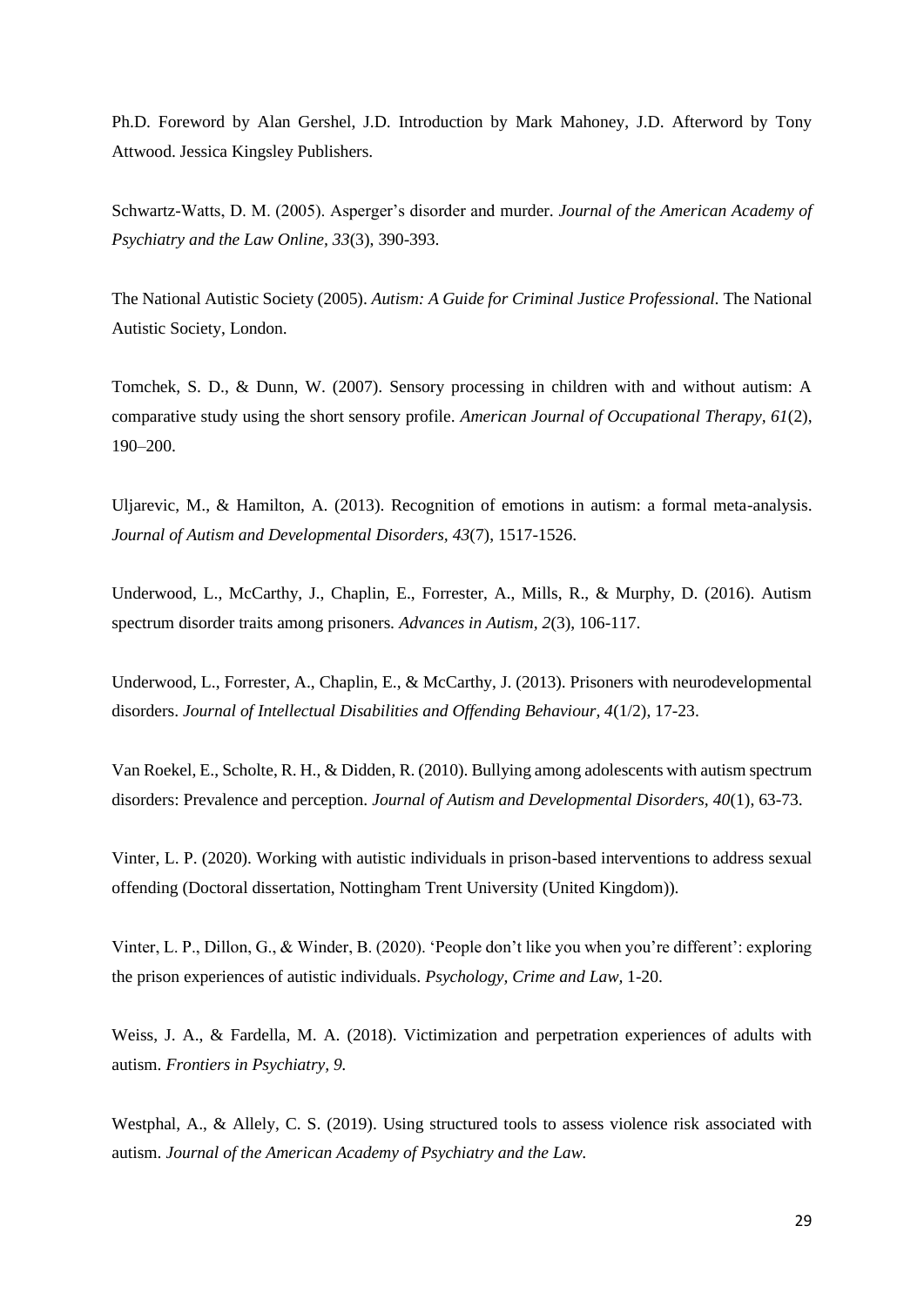Ph.D. Foreword by Alan Gershel, J.D. Introduction by Mark Mahoney, J.D. Afterword by Tony Attwood. Jessica Kingsley Publishers.

Schwartz-Watts, D. M. (2005). Asperger's disorder and murder. *Journal of the American Academy of Psychiatry and the Law Online*, *33*(3), 390-393.

The National Autistic Society (2005). *Autism: A Guide for Criminal Justice Professional*. The National Autistic Society, London.

Tomchek, S. D., & Dunn, W. (2007). Sensory processing in children with and without autism: A comparative study using the short sensory profile. *American Journal of Occupational Therapy*, *61*(2), 190–200.

Uljarevic, M., & Hamilton, A. (2013). Recognition of emotions in autism: a formal meta-analysis. *Journal of Autism and Developmental Disorders*, *43*(7), 1517-1526.

Underwood, L., McCarthy, J., Chaplin, E., Forrester, A., Mills, R., & Murphy, D. (2016). Autism spectrum disorder traits among prisoners. *Advances in Autism*, *2*(3), 106-117.

Underwood, L., Forrester, A., Chaplin, E., & McCarthy, J. (2013). Prisoners with neurodevelopmental disorders. *Journal of Intellectual Disabilities and Offending Behaviour*, *4*(1/2), 17-23.

Van Roekel, E., Scholte, R. H., & Didden, R. (2010). Bullying among adolescents with autism spectrum disorders: Prevalence and perception. *Journal of Autism and Developmental Disorders*, *40*(1), 63-73.

Vinter, L. P. (2020). Working with autistic individuals in prison-based interventions to address sexual offending (Doctoral dissertation, Nottingham Trent University (United Kingdom)).

Vinter, L. P., Dillon, G., & Winder, B. (2020). 'People don't like you when you're different': exploring the prison experiences of autistic individuals. *Psychology, Crime and Law*, 1-20.

Weiss, J. A., & Fardella, M. A. (2018). Victimization and perpetration experiences of adults with autism. *Frontiers in Psychiatry*, *9*.

Westphal, A., & Allely, C. S. (2019). Using structured tools to assess violence risk associated with autism. *Journal of the American Academy of Psychiatry and the Law.*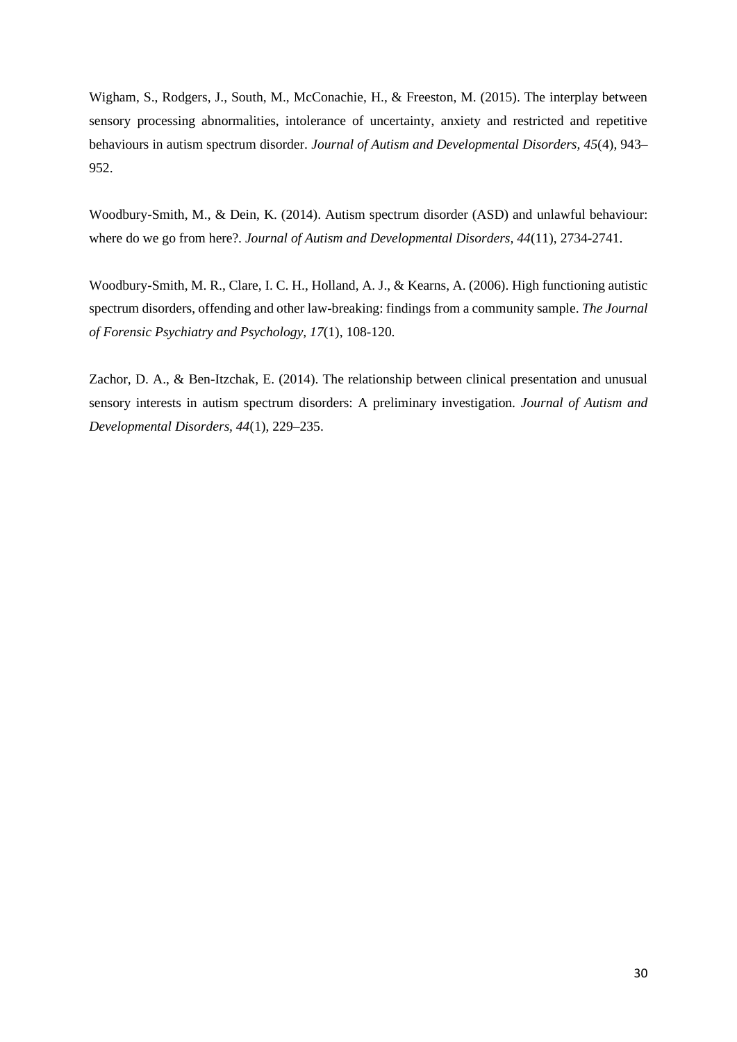Wigham, S., Rodgers, J., South, M., McConachie, H., & Freeston, M. (2015). The interplay between sensory processing abnormalities, intolerance of uncertainty, anxiety and restricted and repetitive behaviours in autism spectrum disorder. *Journal of Autism and Developmental Disorders, 45*(4), 943–952.

Woodbury-Smith, M., & Dein, K. (2014). Autism spectrum disorder (ASD) and unlawful behaviour: where do we go from here?. *Journal of Autism and Developmental Disorders, 44*(11), 2734-2741.

Woodbury-Smith, M. R., Clare, I. C. H., Holland, A. J., & Kearns, A. (2006). High functioning autistic spectrum disorders, offending and other law-breaking: findings from a community sample. *The Journal of Forensic Psychiatry and Psychology, 17*(1), 108-120.

Zachor, D. A., & Ben-Itzchak, E. (2014). The relationship between clinical presentation and unusual sensory interests in autism spectrum disorders: A preliminary investigation. *Journal of Autism and Developmental Disorders*, *44*(1), 229–235.